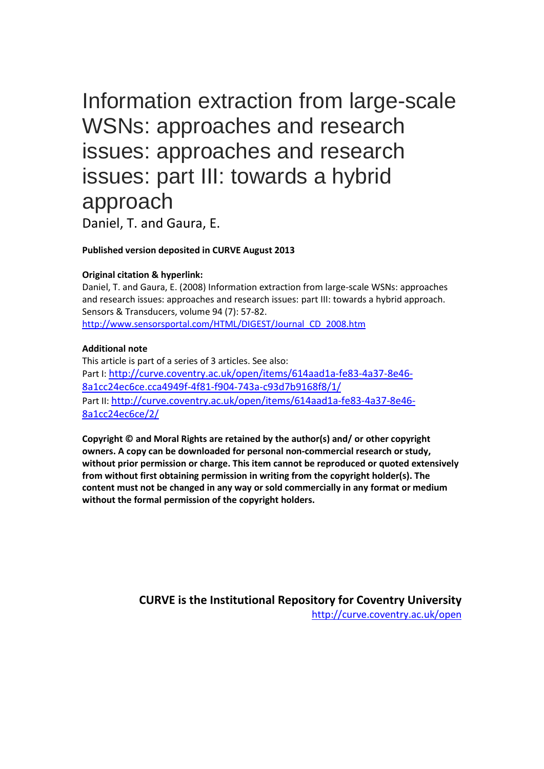# Information extraction from large-scale WSNs: approaches and research issues: approaches and research issues: part III: towards a hybrid approach

Daniel, T. and Gaura, E.

**Published version deposited in CURVE August 2013**

**Original citation & hyperlink:**

Daniel, T. and Gaura, E. (2008) Information extraction from large-scale WSNs: approaches and research issues: approaches and research issues: part III: towards a hybrid approach. Sensors & Transducers, volume 94 (7): 57-82.

http://www.sensorsportal.com/HTML/DIGEST/Journal_CD_2008.htm

**Additional note**

This article is part of a series of 3 articles. See also:

Part I: http://curve.coventry.ac.uk/open/items/614aad1a-fe83-4a37-8e46-8a1cc24ec6ce.cca4949f-4f81-f904-743a-c93d7b9168f8/1/

Part II: http://curve.coventry.ac.uk/open/items/614aad1a-fe83-4a37-8e46-8a1cc24ec6ce/2/

**Copyright © and Moral Rights are retained by the author(s) and/ or other copyright owners. A copy can be downloaded for personal non-commercial research or study, without prior permission or charge. This item cannot be reproduced or quoted extensively from without first obtaining permission in writing from the copyright holder(s). The content must not be changed in any way or sold commercially in any format or medium without the formal permission of the copyright holders.**

**CURVE is the Institutional Repository for Coventry University**

http://curve.coventry.ac.uk/open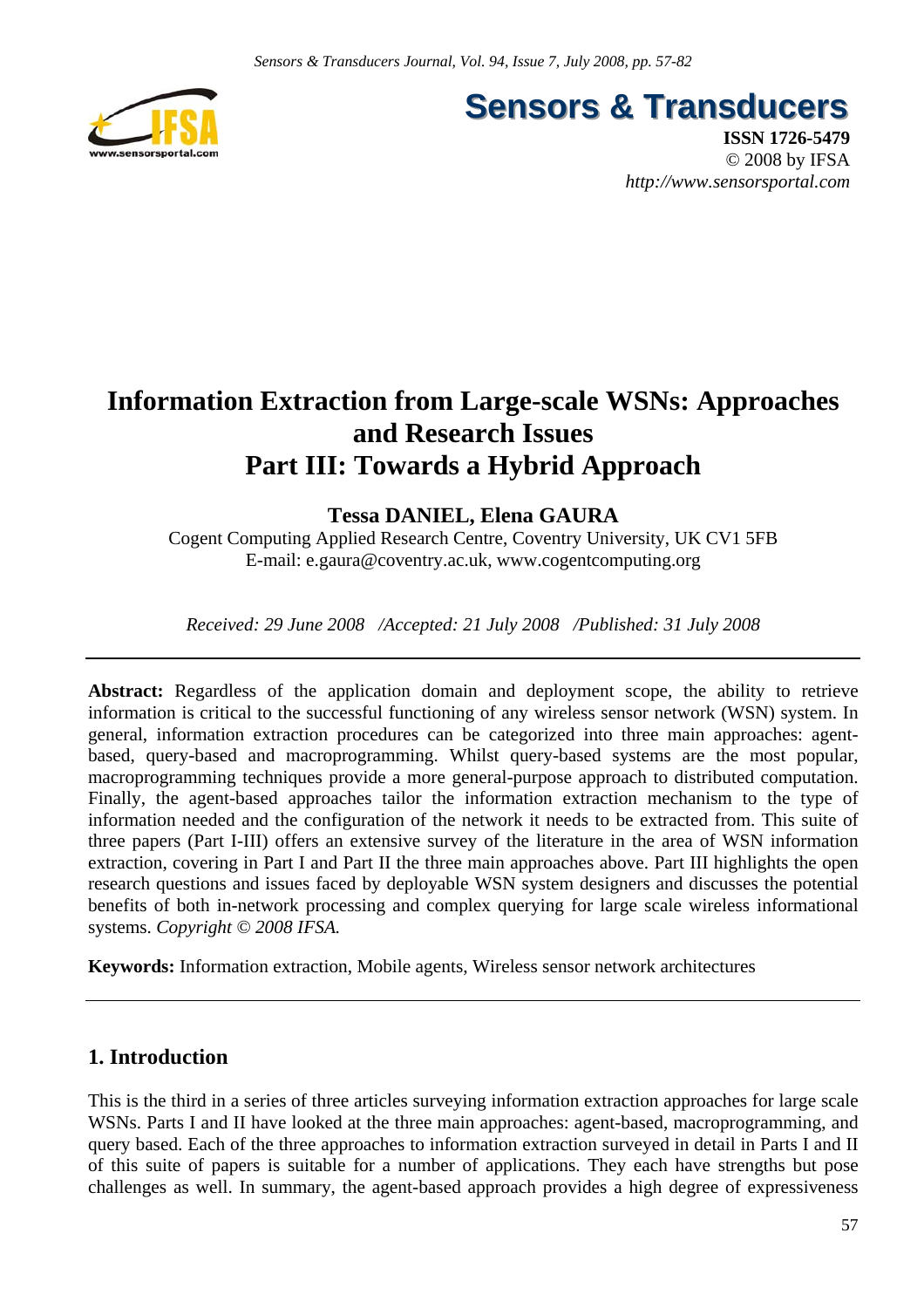# Information Extraction from Large-scale WSNs: Approaches and Research Issues Part III: Towards a Hybrid Approach

**Tessa DANIEL, Elena GAURA**

Cogent Computing Applied Research Centre, Coventry University, UK CV1 5FB
E-mail: e.gaura@coventry.ac.uk, www.cogentcomputing.org

*Received: 29 June 2008 /Accepted: 21 July 2008 /Published: 31 July 2008*

---

**Abstract:** Regardless of the application domain and deployment scope, the ability to retrieve information is critical to the successful functioning of any wireless sensor network (WSN) system. In general, information extraction procedures can be categorized into three main approaches: agent-based, query-based and macroprogramming. Whilst query-based systems are the most popular, macroprogramming techniques provide a more general-purpose approach to distributed computation. Finally, the agent-based approaches tailor the information extraction mechanism to the type of information needed and the configuration of the network it needs to be extracted from. This suite of three papers (Part I-III) offers an extensive survey of the literature in the area of WSN information extraction, covering in Part I and Part II the three main approaches above. Part III highlights the open research questions and issues faced by deployable WSN system designers and discusses the potential benefits of both in-network processing and complex querying for large scale wireless informational systems. *Copyright © 2008 IFSA.*

**Keywords:** Information extraction, Mobile agents, Wireless sensor network architectures

---

## 1. Introduction

This is the third in a series of three articles surveying information extraction approaches for large scale WSNs. Parts I and II have looked at the three main approaches: agent-based, macroprogramming, and query based. Each of the three approaches to information extraction surveyed in detail in Parts I and II of this suite of papers is suitable for a number of applications. They each have strengths but pose challenges as well. In summary, the agent-based approach provides a high degree of expressiveness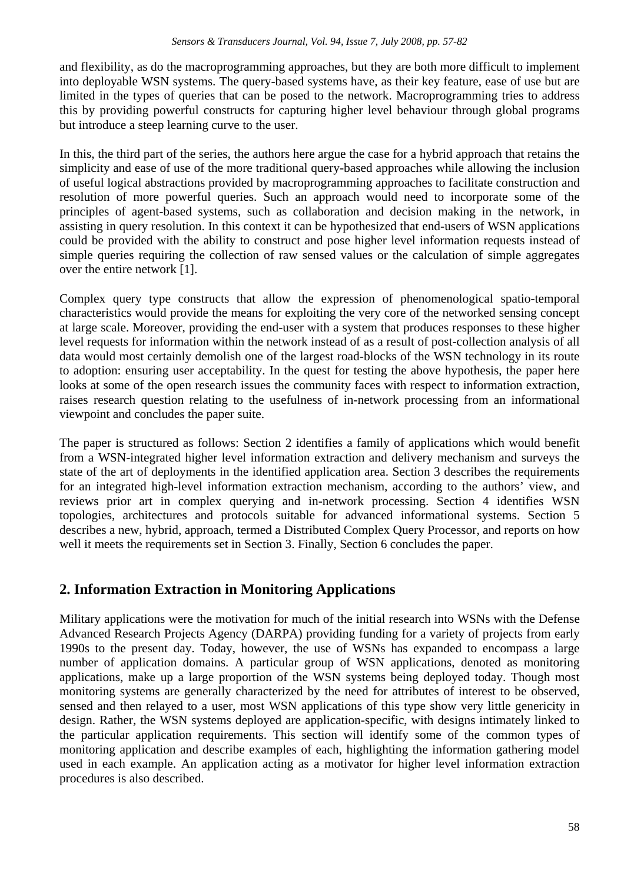and flexibility, as do the macroprogramming approaches, but they are both more difficult to implement into deployable WSN systems. The query-based systems have, as their key feature, ease of use but are limited in the types of queries that can be posed to the network. Macroprogramming tries to address this by providing powerful constructs for capturing higher level behaviour through global programs but introduce a steep learning curve to the user.

In this, the third part of the series, the authors here argue the case for a hybrid approach that retains the simplicity and ease of use of the more traditional query-based approaches while allowing the inclusion of useful logical abstractions provided by macroprogramming approaches to facilitate construction and resolution of more powerful queries. Such an approach would need to incorporate some of the principles of agent-based systems, such as collaboration and decision making in the network, in assisting in query resolution. In this context it can be hypothesized that end-users of WSN applications could be provided with the ability to construct and pose higher level information requests instead of simple queries requiring the collection of raw sensed values or the calculation of simple aggregates over the entire network [1].

Complex query type constructs that allow the expression of phenomenological spatio-temporal characteristics would provide the means for exploiting the very core of the networked sensing concept at large scale. Moreover, providing the end-user with a system that produces responses to these higher level requests for information within the network instead of as a result of post-collection analysis of all data would most certainly demolish one of the largest road-blocks of the WSN technology in its route to adoption: ensuring user acceptability. In the quest for testing the above hypothesis, the paper here looks at some of the open research issues the community faces with respect to information extraction, raises research question relating to the usefulness of in-network processing from an informational viewpoint and concludes the paper suite.

The paper is structured as follows: Section 2 identifies a family of applications which would benefit from a WSN-integrated higher level information extraction and delivery mechanism and surveys the state of the art of deployments in the identified application area. Section 3 describes the requirements for an integrated high-level information extraction mechanism, according to the authors' view, and reviews prior art in complex querying and in-network processing. Section 4 identifies WSN topologies, architectures and protocols suitable for advanced informational systems. Section 5 describes a new, hybrid, approach, termed a Distributed Complex Query Processor, and reports on how well it meets the requirements set in Section 3. Finally, Section 6 concludes the paper.

## 2. Information Extraction in Monitoring Applications

Military applications were the motivation for much of the initial research into WSNs with the Defense Advanced Research Projects Agency (DARPA) providing funding for a variety of projects from early 1990s to the present day. Today, however, the use of WSNs has expanded to encompass a large number of application domains. A particular group of WSN applications, denoted as monitoring applications, make up a large proportion of the WSN systems being deployed today. Though most monitoring systems are generally characterized by the need for attributes of interest to be observed, sensed and then relayed to a user, most WSN applications of this type show very little genericity in design. Rather, the WSN systems deployed are application-specific, with designs intimately linked to the particular application requirements. This section will identify some of the common types of monitoring application and describe examples of each, highlighting the information gathering model used in each example. An application acting as a motivator for higher level information extraction procedures is also described.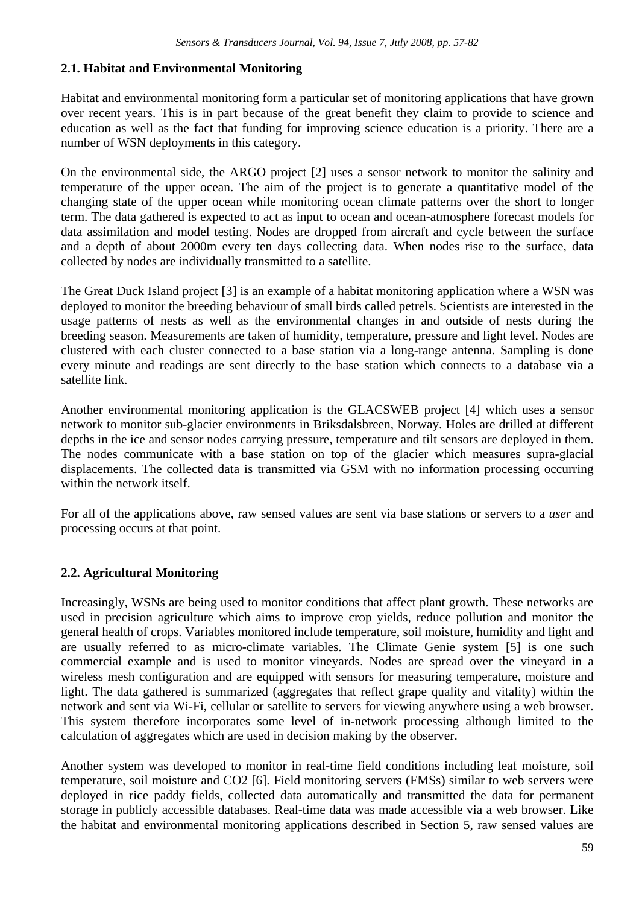### 2.1. Habitat and Environmental Monitoring

Habitat and environmental monitoring form a particular set of monitoring applications that have grown over recent years. This is in part because of the great benefit they claim to provide to science and education as well as the fact that funding for improving science education is a priority. There are a number of WSN deployments in this category.

On the environmental side, the ARGO project [2] uses a sensor network to monitor the salinity and temperature of the upper ocean. The aim of the project is to generate a quantitative model of the changing state of the upper ocean while monitoring ocean climate patterns over the short to longer term. The data gathered is expected to act as input to ocean and ocean-atmosphere forecast models for data assimilation and model testing. Nodes are dropped from aircraft and cycle between the surface and a depth of about 2000m every ten days collecting data. When nodes rise to the surface, data collected by nodes are individually transmitted to a satellite.

The Great Duck Island project [3] is an example of a habitat monitoring application where a WSN was deployed to monitor the breeding behaviour of small birds called petrels. Scientists are interested in the usage patterns of nests as well as the environmental changes in and outside of nests during the breeding season. Measurements are taken of humidity, temperature, pressure and light level. Nodes are clustered with each cluster connected to a base station via a long-range antenna. Sampling is done every minute and readings are sent directly to the base station which connects to a database via a satellite link.

Another environmental monitoring application is the GLACSWEB project [4] which uses a sensor network to monitor sub-glacier environments in Briksdalsbreen, Norway. Holes are drilled at different depths in the ice and sensor nodes carrying pressure, temperature and tilt sensors are deployed in them. The nodes communicate with a base station on top of the glacier which measures supra-glacial displacements. The collected data is transmitted via GSM with no information processing occurring within the network itself.

For all of the applications above, raw sensed values are sent via base stations or servers to a *user* and processing occurs at that point.

### 2.2. Agricultural Monitoring

Increasingly, WSNs are being used to monitor conditions that affect plant growth. These networks are used in precision agriculture which aims to improve crop yields, reduce pollution and monitor the general health of crops. Variables monitored include temperature, soil moisture, humidity and light and are usually referred to as micro-climate variables. The Climate Genie system [5] is one such commercial example and is used to monitor vineyards. Nodes are spread over the vineyard in a wireless mesh configuration and are equipped with sensors for measuring temperature, moisture and light. The data gathered is summarized (aggregates that reflect grape quality and vitality) within the network and sent via Wi-Fi, cellular or satellite to servers for viewing anywhere using a web browser. This system therefore incorporates some level of in-network processing although limited to the calculation of aggregates which are used in decision making by the observer.

Another system was developed to monitor in real-time field conditions including leaf moisture, soil temperature, soil moisture and $CO_2$ [6]. Field monitoring servers (FMSs) similar to web servers were deployed in rice paddy fields, collected data automatically and transmitted the data for permanent storage in publicly accessible databases. Real-time data was made accessible via a web browser. Like the habitat and environmental monitoring applications described in Section 5, raw sensed values are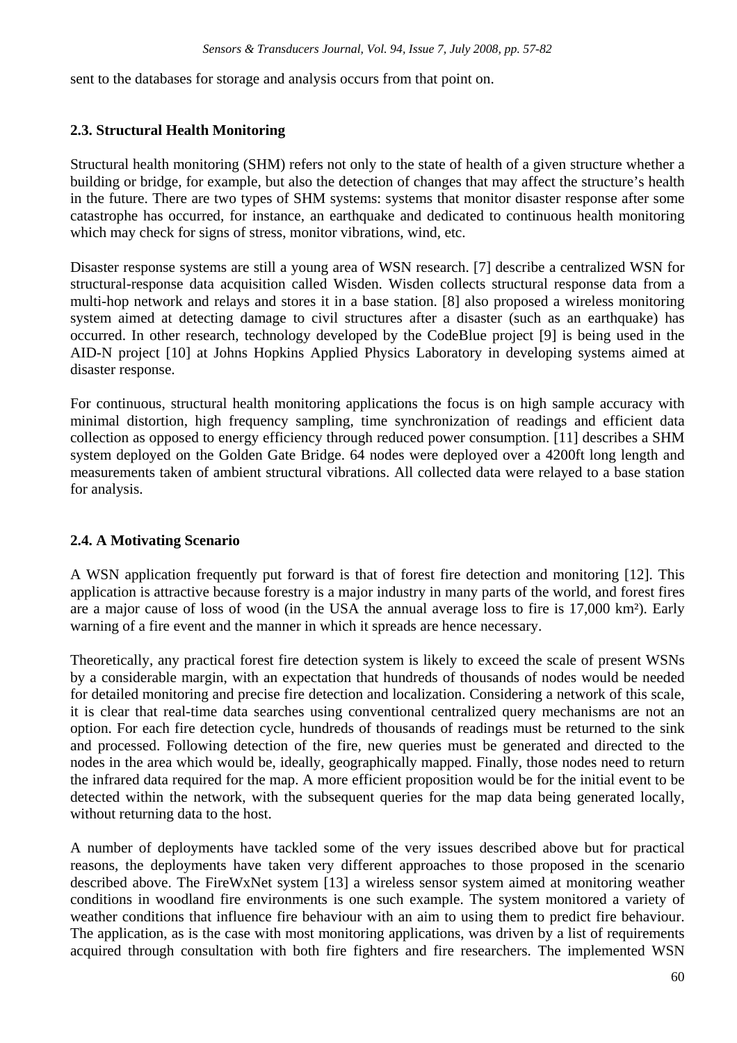sent to the databases for storage and analysis occurs from that point on.

### 2.3. Structural Health Monitoring

Structural health monitoring (SHM) refers not only to the state of health of a given structure whether a building or bridge, for example, but also the detection of changes that may affect the structure's health in the future. There are two types of SHM systems: systems that monitor disaster response after some catastrophe has occurred, for instance, an earthquake and dedicated to continuous health monitoring which may check for signs of stress, monitor vibrations, wind, etc.

Disaster response systems are still a young area of WSN research. [7] describe a centralized WSN for structural-response data acquisition called Wisden. Wisden collects structural response data from a multi-hop network and relays and stores it in a base station. [8] also proposed a wireless monitoring system aimed at detecting damage to civil structures after a disaster (such as an earthquake) has occurred. In other research, technology developed by the CodeBlue project [9] is being used in the AID-N project [10] at Johns Hopkins Applied Physics Laboratory in developing systems aimed at disaster response.

For continuous, structural health monitoring applications the focus is on high sample accuracy with minimal distortion, high frequency sampling, time synchronization of readings and efficient data collection as opposed to energy efficiency through reduced power consumption. [11] describes a SHM system deployed on the Golden Gate Bridge. 64 nodes were deployed over a 4200ft long length and measurements taken of ambient structural vibrations. All collected data were relayed to a base station for analysis.

### 2.4. A Motivating Scenario

A WSN application frequently put forward is that of forest fire detection and monitoring [12]. This application is attractive because forestry is a major industry in many parts of the world, and forest fires are a major cause of loss of wood (in the USA the annual average loss to fire is 17,000 km²). Early warning of a fire event and the manner in which it spreads are hence necessary.

Theoretically, any practical forest fire detection system is likely to exceed the scale of present WSNs by a considerable margin, with an expectation that hundreds of thousands of nodes would be needed for detailed monitoring and precise fire detection and localization. Considering a network of this scale, it is clear that real-time data searches using conventional centralized query mechanisms are not an option. For each fire detection cycle, hundreds of thousands of readings must be returned to the sink and processed. Following detection of the fire, new queries must be generated and directed to the nodes in the area which would be, ideally, geographically mapped. Finally, those nodes need to return the infrared data required for the map. A more efficient proposition would be for the initial event to be detected within the network, with the subsequent queries for the map data being generated locally, without returning data to the host.

A number of deployments have tackled some of the very issues described above but for practical reasons, the deployments have taken very different approaches to those proposed in the scenario described above. The FireWxNet system [13] a wireless sensor system aimed at monitoring weather conditions in woodland fire environments is one such example. The system monitored a variety of weather conditions that influence fire behaviour with an aim to using them to predict fire behaviour. The application, as is the case with most monitoring applications, was driven by a list of requirements acquired through consultation with both fire fighters and fire researchers. The implemented WSN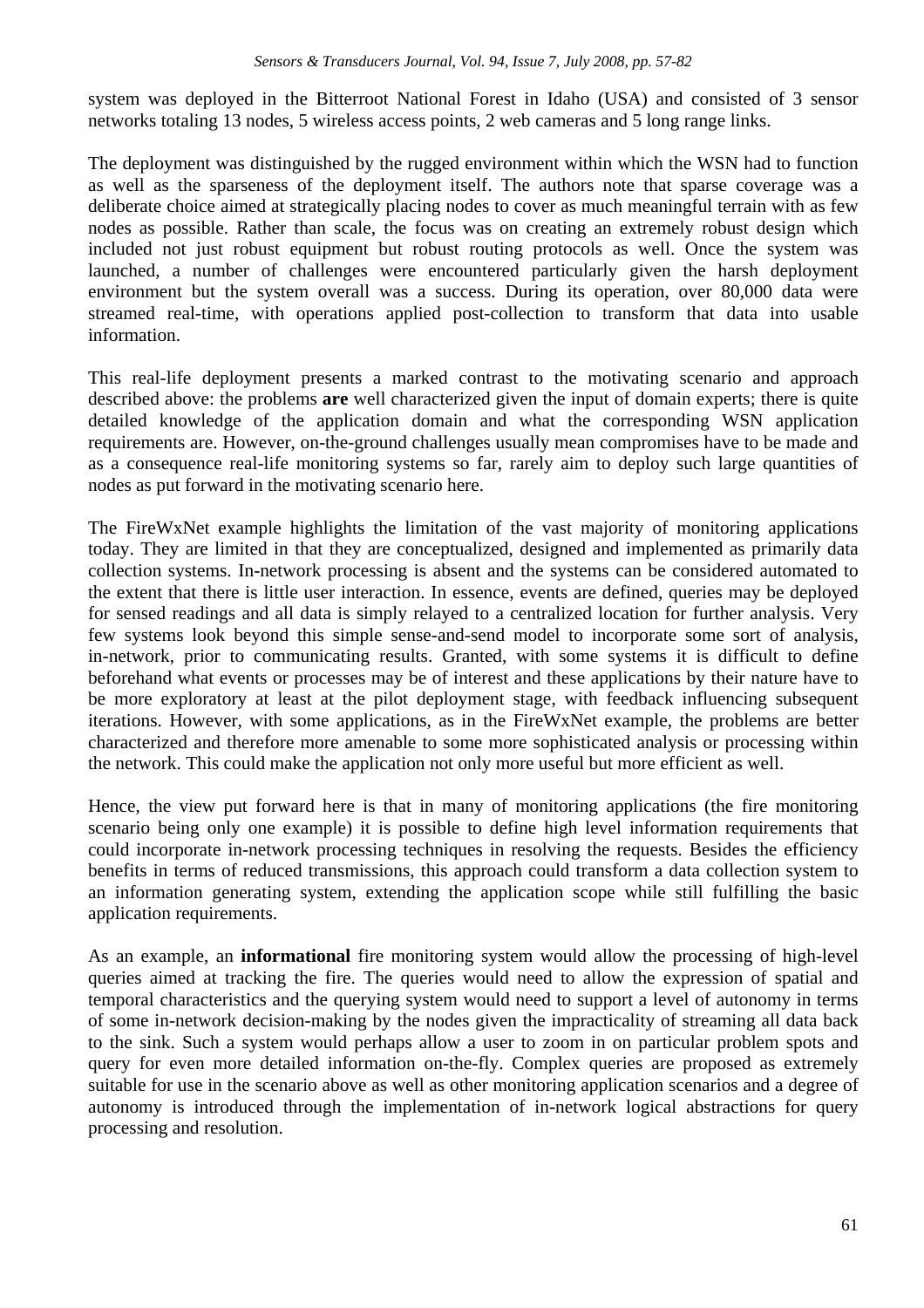system was deployed in the Bitterroot National Forest in Idaho (USA) and consisted of 3 sensor networks totaling 13 nodes, 5 wireless access points, 2 web cameras and 5 long range links.

The deployment was distinguished by the rugged environment within which the WSN had to function as well as the sparseness of the deployment itself. The authors note that sparse coverage was a deliberate choice aimed at strategically placing nodes to cover as much meaningful terrain with as few nodes as possible. Rather than scale, the focus was on creating an extremely robust design which included not just robust equipment but robust routing protocols as well. Once the system was launched, a number of challenges were encountered particularly given the harsh deployment environment but the system overall was a success. During its operation, over 80,000 data were streamed real-time, with operations applied post-collection to transform that data into usable information.

This real-life deployment presents a marked contrast to the motivating scenario and approach described above: the problems **are** well characterized given the input of domain experts; there is quite detailed knowledge of the application domain and what the corresponding WSN application requirements are. However, on-the-ground challenges usually mean compromises have to be made and as a consequence real-life monitoring systems so far, rarely aim to deploy such large quantities of nodes as put forward in the motivating scenario here.

The FireWxNet example highlights the limitation of the vast majority of monitoring applications today. They are limited in that they are conceptualized, designed and implemented as primarily data collection systems. In-network processing is absent and the systems can be considered automated to the extent that there is little user interaction. In essence, events are defined, queries may be deployed for sensed readings and all data is simply relayed to a centralized location for further analysis. Very few systems look beyond this simple sense-and-send model to incorporate some sort of analysis, in-network, prior to communicating results. Granted, with some systems it is difficult to define beforehand what events or processes may be of interest and these applications by their nature have to be more exploratory at least at the pilot deployment stage, with feedback influencing subsequent iterations. However, with some applications, as in the FireWxNet example, the problems are better characterized and therefore more amenable to some more sophisticated analysis or processing within the network. This could make the application not only more useful but more efficient as well.

Hence, the view put forward here is that in many of monitoring applications (the fire monitoring scenario being only one example) it is possible to define high level information requirements that could incorporate in-network processing techniques in resolving the requests. Besides the efficiency benefits in terms of reduced transmissions, this approach could transform a data collection system to an information generating system, extending the application scope while still fulfilling the basic application requirements.

As an example, an **informational** fire monitoring system would allow the processing of high-level queries aimed at tracking the fire. The queries would need to allow the expression of spatial and temporal characteristics and the querying system would need to support a level of autonomy in terms of some in-network decision-making by the nodes given the impracticality of streaming all data back to the sink. Such a system would perhaps allow a user to zoom in on particular problem spots and query for even more detailed information on-the-fly. Complex queries are proposed as extremely suitable for use in the scenario above as well as other monitoring application scenarios and a degree of autonomy is introduced through the implementation of in-network logical abstractions for query processing and resolution.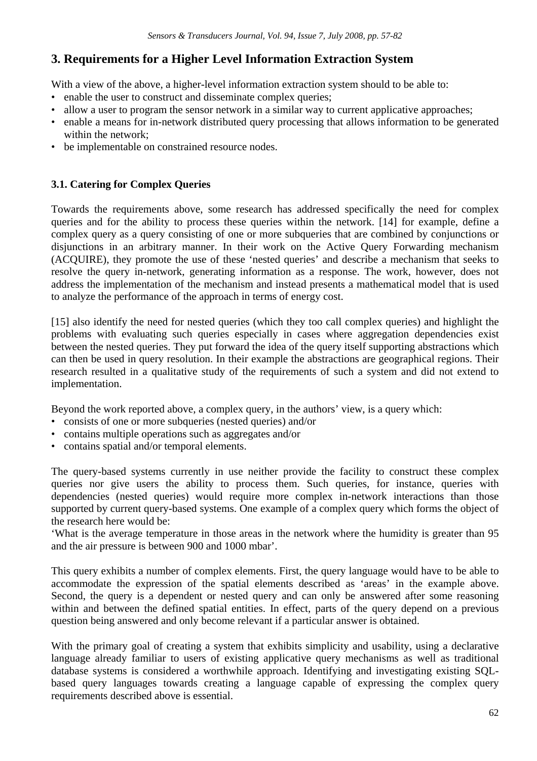## 3. Requirements for a Higher Level Information Extraction System

With a view of the above, a higher-level information extraction system should to be able to:

- enable the user to construct and disseminate complex queries;
- allow a user to program the sensor network in a similar way to current applicative approaches;
- enable a means for in-network distributed query processing that allows information to be generated within the network;
- be implementable on constrained resource nodes.

### 3.1. Catering for Complex Queries

Towards the requirements above, some research has addressed specifically the need for complex queries and for the ability to process these queries within the network. [14] for example, define a complex query as a query consisting of one or more subqueries that are combined by conjunctions or disjunctions in an arbitrary manner. In their work on the Active Query Forwarding mechanism (ACQUIRE), they promote the use of these 'nested queries' and describe a mechanism that seeks to resolve the query in-network, generating information as a response. The work, however, does not address the implementation of the mechanism and instead presents a mathematical model that is used to analyze the performance of the approach in terms of energy cost.

[15] also identify the need for nested queries (which they too call complex queries) and highlight the problems with evaluating such queries especially in cases where aggregation dependencies exist between the nested queries. They put forward the idea of the query itself supporting abstractions which can then be used in query resolution. In their example the abstractions are geographical regions. Their research resulted in a qualitative study of the requirements of such a system and did not extend to implementation.

Beyond the work reported above, a complex query, in the authors' view, is a query which:

- consists of one or more subqueries (nested queries) and/or
- contains multiple operations such as aggregates and/or
- contains spatial and/or temporal elements.

The query-based systems currently in use neither provide the facility to construct these complex queries nor give users the ability to process them. Such queries, for instance, queries with dependencies (nested queries) would require more complex in-network interactions than those supported by current query-based systems. One example of a complex query which forms the object of the research here would be:

'What is the average temperature in those areas in the network where the humidity is greater than 95 and the air pressure is between 900 and 1000 mbar'.

This query exhibits a number of complex elements. First, the query language would have to be able to accommodate the expression of the spatial elements described as 'areas' in the example above. Second, the query is a dependent or nested query and can only be answered after some reasoning within and between the defined spatial entities. In effect, parts of the query depend on a previous question being answered and only become relevant if a particular answer is obtained.

With the primary goal of creating a system that exhibits simplicity and usability, using a declarative language already familiar to users of existing applicative query mechanisms as well as traditional database systems is considered a worthwhile approach. Identifying and investigating existing SQL-based query languages towards creating a language capable of expressing the complex query requirements described above is essential.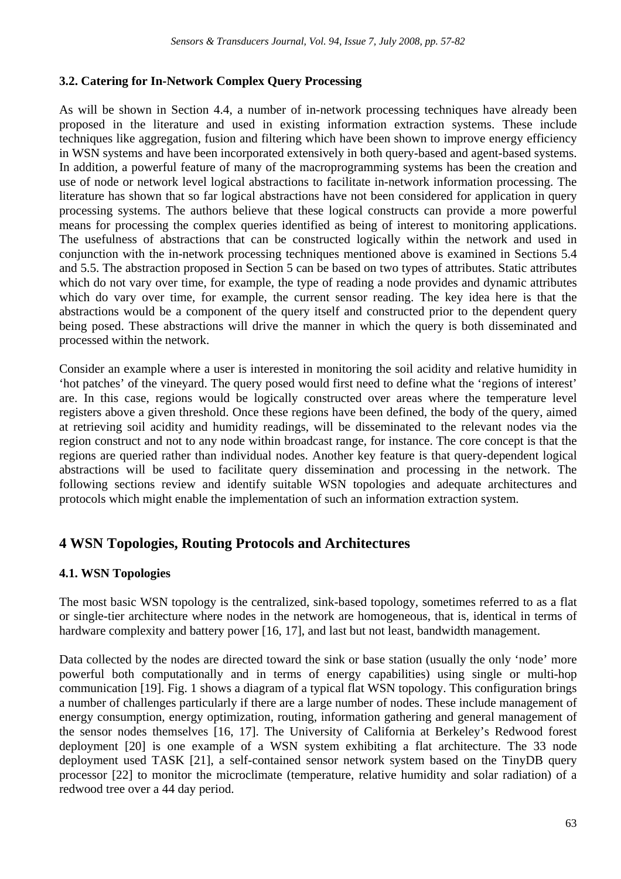### 3.2. Catering for In-Network Complex Query Processing

As will be shown in Section 4.4, a number of in-network processing techniques have already been proposed in the literature and used in existing information extraction systems. These include techniques like aggregation, fusion and filtering which have been shown to improve energy efficiency in WSN systems and have been incorporated extensively in both query-based and agent-based systems. In addition, a powerful feature of many of the macroprogramming systems has been the creation and use of node or network level logical abstractions to facilitate in-network information processing. The literature has shown that so far logical abstractions have not been considered for application in query processing systems. The authors believe that these logical constructs can provide a more powerful means for processing the complex queries identified as being of interest to monitoring applications. The usefulness of abstractions that can be constructed logically within the network and used in conjunction with the in-network processing techniques mentioned above is examined in Sections 5.4 and 5.5. The abstraction proposed in Section 5 can be based on two types of attributes. Static attributes which do not vary over time, for example, the type of reading a node provides and dynamic attributes which do vary over time, for example, the current sensor reading. The key idea here is that the abstractions would be a component of the query itself and constructed prior to the dependent query being posed. These abstractions will drive the manner in which the query is both disseminated and processed within the network.

Consider an example where a user is interested in monitoring the soil acidity and relative humidity in 'hot patches' of the vineyard. The query posed would first need to define what the 'regions of interest' are. In this case, regions would be logically constructed over areas where the temperature level registers above a given threshold. Once these regions have been defined, the body of the query, aimed at retrieving soil acidity and humidity readings, will be disseminated to the relevant nodes via the region construct and not to any node within broadcast range, for instance. The core concept is that the regions are queried rather than individual nodes. Another key feature is that query-dependent logical abstractions will be used to facilitate query dissemination and processing in the network. The following sections review and identify suitable WSN topologies and adequate architectures and protocols which might enable the implementation of such an information extraction system.

## 4 WSN Topologies, Routing Protocols and Architectures

### 4.1. WSN Topologies

The most basic WSN topology is the centralized, sink-based topology, sometimes referred to as a flat or single-tier architecture where nodes in the network are homogeneous, that is, identical in terms of hardware complexity and battery power [16, 17], and last but not least, bandwidth management.

Data collected by the nodes are directed toward the sink or base station (usually the only 'node' more powerful both computationally and in terms of energy capabilities) using single or multi-hop communication [19]. Fig. 1 shows a diagram of a typical flat WSN topology. This configuration brings a number of challenges particularly if there are a large number of nodes. These include management of energy consumption, energy optimization, routing, information gathering and general management of the sensor nodes themselves [16, 17]. The University of California at Berkeley's Redwood forest deployment [20] is one example of a WSN system exhibiting a flat architecture. The 33 node deployment used TASK [21], a self-contained sensor network system based on the TinyDB query processor [22] to monitor the microclimate (temperature, relative humidity and solar radiation) of a redwood tree over a 44 day period.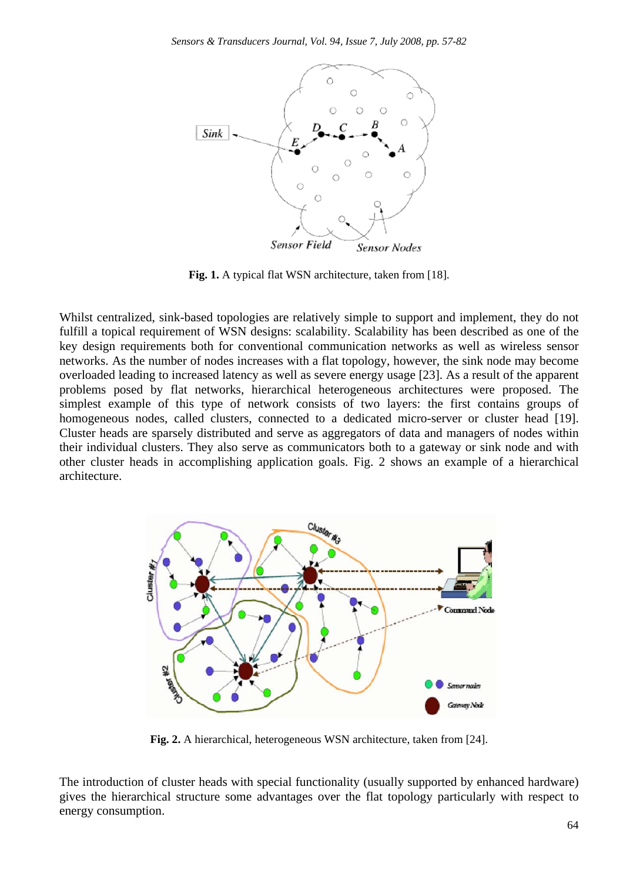**Fig. 1.** A typical flat WSN architecture, taken from [18].

Whilst centralized, sink-based topologies are relatively simple to support and implement, they do not fulfill a topical requirement of WSN designs: scalability. Scalability has been described as one of the key design requirements both for conventional communication networks as well as wireless sensor networks. As the number of nodes increases with a flat topology, however, the sink node may become overloaded leading to increased latency as well as severe energy usage [23]. As a result of the apparent problems posed by flat networks, hierarchical heterogeneous architectures were proposed. The simplest example of this type of network consists of two layers: the first contains groups of homogeneous nodes, called clusters, connected to a dedicated micro-server or cluster head [19]. Cluster heads are sparsely distributed and serve as aggregators of data and managers of nodes within their individual clusters. They also serve as communicators both to a gateway or sink node and with other cluster heads in accomplishing application goals. Fig. 2 shows an example of a hierarchical architecture.

**Fig. 2.** A hierarchical, heterogeneous WSN architecture, taken from [24].

The introduction of cluster heads with special functionality (usually supported by enhanced hardware) gives the hierarchical structure some advantages over the flat topology particularly with respect to energy consumption.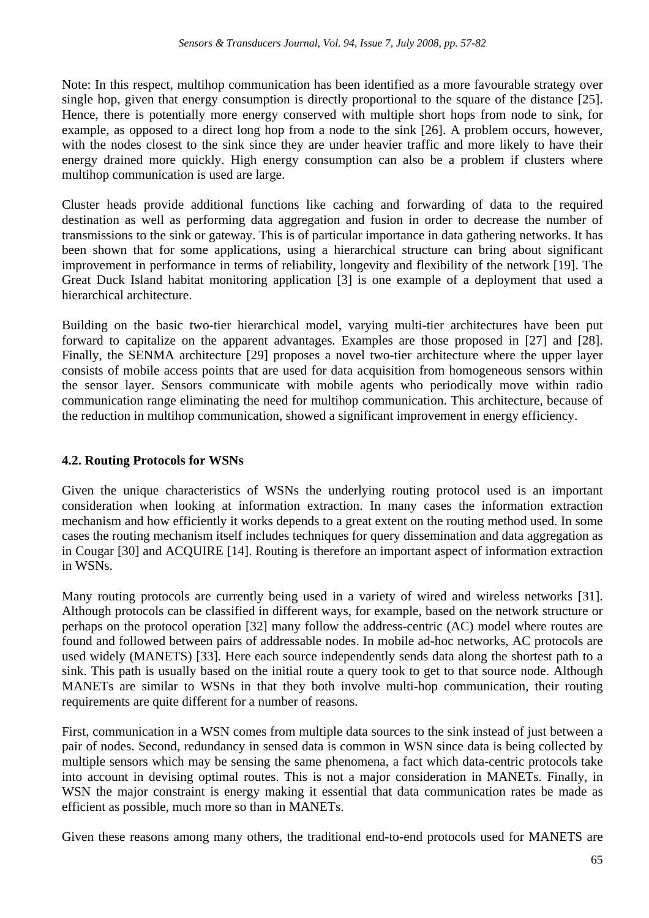Note: In this respect, multihop communication has been identified as a more favourable strategy over single hop, given that energy consumption is directly proportional to the square of the distance [25]. Hence, there is potentially more energy conserved with multiple short hops from node to sink, for example, as opposed to a direct long hop from a node to the sink [26]. A problem occurs, however, with the nodes closest to the sink since they are under heavier traffic and more likely to have their energy drained more quickly. High energy consumption can also be a problem if clusters where multihop communication is used are large.

Cluster heads provide additional functions like caching and forwarding of data to the required destination as well as performing data aggregation and fusion in order to decrease the number of transmissions to the sink or gateway. This is of particular importance in data gathering networks. It has been shown that for some applications, using a hierarchical structure can bring about significant improvement in performance in terms of reliability, longevity and flexibility of the network [19]. The Great Duck Island habitat monitoring application [3] is one example of a deployment that used a hierarchical architecture.

Building on the basic two-tier hierarchical model, varying multi-tier architectures have been put forward to capitalize on the apparent advantages. Examples are those proposed in [27] and [28]. Finally, the SENMA architecture [29] proposes a novel two-tier architecture where the upper layer consists of mobile access points that are used for data acquisition from homogeneous sensors within the sensor layer. Sensors communicate with mobile agents who periodically move within radio communication range eliminating the need for multihop communication. This architecture, because of the reduction in multihop communication, showed a significant improvement in energy efficiency.

### 4.2. Routing Protocols for WSNs

Given the unique characteristics of WSNs the underlying routing protocol used is an important consideration when looking at information extraction. In many cases the information extraction mechanism and how efficiently it works depends to a great extent on the routing method used. In some cases the routing mechanism itself includes techniques for query dissemination and data aggregation as in Cougar [30] and ACQUIRE [14]. Routing is therefore an important aspect of information extraction in WSNs.

Many routing protocols are currently being used in a variety of wired and wireless networks [31]. Although protocols can be classified in different ways, for example, based on the network structure or perhaps on the protocol operation [32] many follow the address-centric (AC) model where routes are found and followed between pairs of addressable nodes. In mobile ad-hoc networks, AC protocols are used widely (MANETS) [33]. Here each source independently sends data along the shortest path to a sink. This path is usually based on the initial route a query took to get to that source node. Although MANETs are similar to WSNs in that they both involve multi-hop communication, their routing requirements are quite different for a number of reasons.

First, communication in a WSN comes from multiple data sources to the sink instead of just between a pair of nodes. Second, redundancy in sensed data is common in WSN since data is being collected by multiple sensors which may be sensing the same phenomena, a fact which data-centric protocols take into account in devising optimal routes. This is not a major consideration in MANETs. Finally, in WSN the major constraint is energy making it essential that data communication rates be made as efficient as possible, much more so than in MANETs.

Given these reasons among many others, the traditional end-to-end protocols used for MANETS are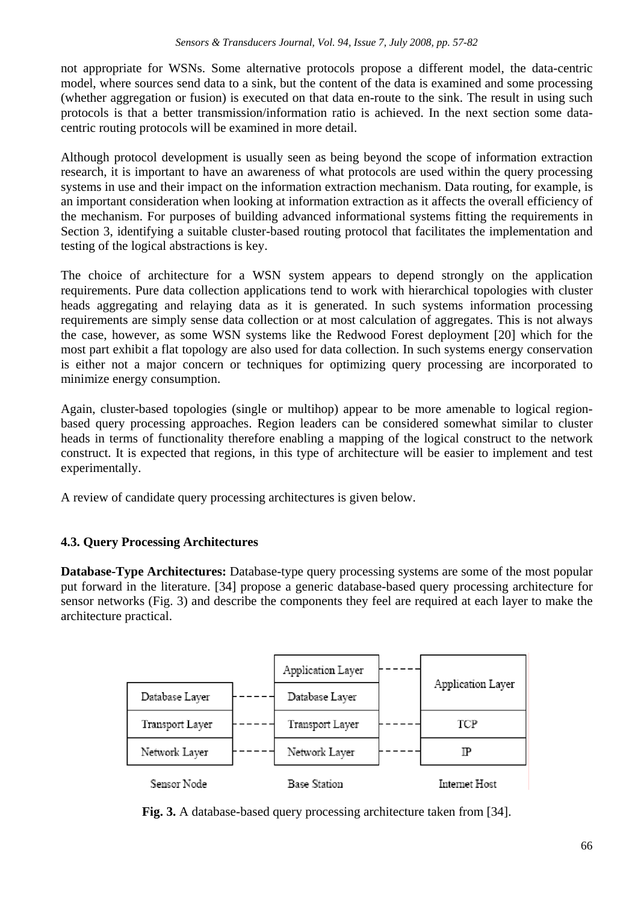not appropriate for WSNs. Some alternative protocols propose a different model, the data-centric model, where sources send data to a sink, but the content of the data is examined and some processing (whether aggregation or fusion) is executed on that data en-route to the sink. The result in using such protocols is that a better transmission/information ratio is achieved. In the next section some data-centric routing protocols will be examined in more detail.

Although protocol development is usually seen as being beyond the scope of information extraction research, it is important to have an awareness of what protocols are used within the query processing systems in use and their impact on the information extraction mechanism. Data routing, for example, is an important consideration when looking at information extraction as it affects the overall efficiency of the mechanism. For purposes of building advanced informational systems fitting the requirements in Section 3, identifying a suitable cluster-based routing protocol that facilitates the implementation and testing of the logical abstractions is key.

The choice of architecture for a WSN system appears to depend strongly on the application requirements. Pure data collection applications tend to work with hierarchical topologies with cluster heads aggregating and relaying data as it is generated. In such systems information processing requirements are simply sense data collection or at most calculation of aggregates. This is not always the case, however, as some WSN systems like the Redwood Forest deployment [20] which for the most part exhibit a flat topology are also used for data collection. In such systems energy conservation is either not a major concern or techniques for optimizing query processing are incorporated to minimize energy consumption.

Again, cluster-based topologies (single or multihop) appear to be more amenable to logical region-based query processing approaches. Region leaders can be considered somewhat similar to cluster heads in terms of functionality therefore enabling a mapping of the logical construct to the network construct. It is expected that regions, in this type of architecture will be easier to implement and test experimentally.

A review of candidate query processing architectures is given below.

### 4.3. Query Processing Architectures

**Database-Type Architectures:** Database-type query processing systems are some of the most popular put forward in the literature. [34] propose a generic database-based query processing architecture for sensor networks (Fig. 3) and describe the components they feel are required at each layer to make the architecture practical.

| Sensor Node | Base Station | Internet Host |
|---|---|---|
| | Application Layer | Application Layer |
| Database Layer | Database Layer | |
| Transport Layer | Transport Layer | TCP |
| Network Layer | Network Layer | IP |

**Fig. 3.** A database-based query processing architecture taken from [34].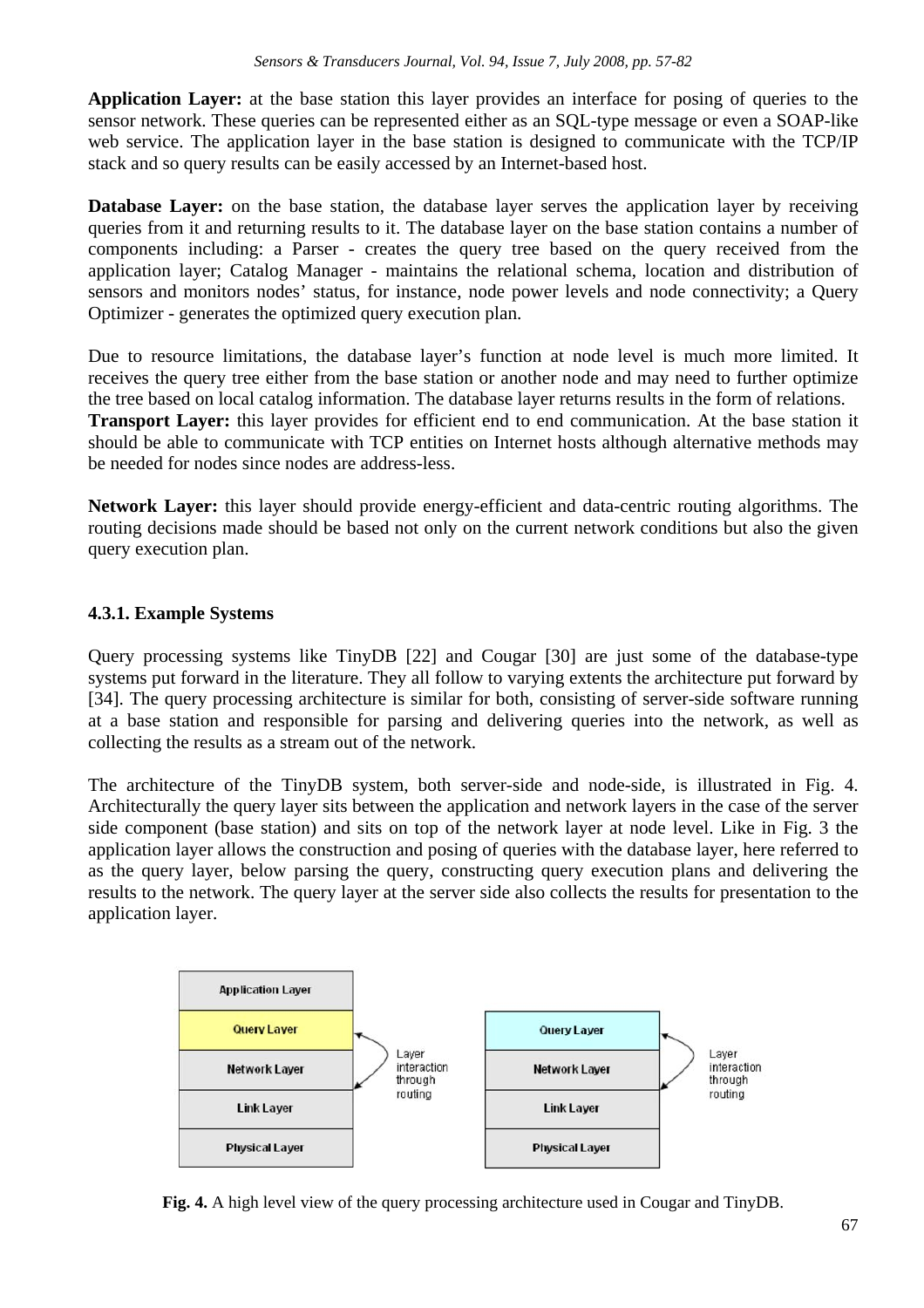**Application Layer:** at the base station this layer provides an interface for posing of queries to the sensor network. These queries can be represented either as an SQL-type message or even a SOAP-like web service. The application layer in the base station is designed to communicate with the TCP/IP stack and so query results can be easily accessed by an Internet-based host.

**Database Layer:** on the base station, the database layer serves the application layer by receiving queries from it and returning results to it. The database layer on the base station contains a number of components including: a Parser - creates the query tree based on the query received from the application layer; Catalog Manager - maintains the relational schema, location and distribution of sensors and monitors nodes' status, for instance, node power levels and node connectivity; a Query Optimizer - generates the optimized query execution plan.

Due to resource limitations, the database layer's function at node level is much more limited. It receives the query tree either from the base station or another node and may need to further optimize the tree based on local catalog information. The database layer returns results in the form of relations.

**Transport Layer:** this layer provides for efficient end to end communication. At the base station it should be able to communicate with TCP entities on Internet hosts although alternative methods may be needed for nodes since nodes are address-less.

**Network Layer:** this layer should provide energy-efficient and data-centric routing algorithms. The routing decisions made should be based not only on the current network conditions but also the given query execution plan.

### 4.3.1. Example Systems

Query processing systems like TinyDB [22] and Cougar [30] are just some of the database-type systems put forward in the literature. They all follow to varying extents the architecture put forward by [34]. The query processing architecture is similar for both, consisting of server-side software running at a base station and responsible for parsing and delivering queries into the network, as well as collecting the results as a stream out of the network.

The architecture of the TinyDB system, both server-side and node-side, is illustrated in Fig. 4. Architecturally the query layer sits between the application and network layers in the case of the server side component (base station) and sits on top of the network layer at node level. Like in Fig. 3 the application layer allows the construction and posing of queries with the database layer, here referred to as the query layer, below parsing the query, constructing query execution plans and delivering the results to the network. The query layer at the server side also collects the results for presentation to the application layer.

| Application Layer |
| --- |
| Query Layer |
| Network Layer |
| Link Layer |
| Physical Layer |

Layer interaction through routing

| Query Layer |
| --- |
| Network Layer |
| Link Layer |
| Physical Layer |

Layer interaction through routing

**Fig. 4.** A high level view of the query processing architecture used in Cougar and TinyDB.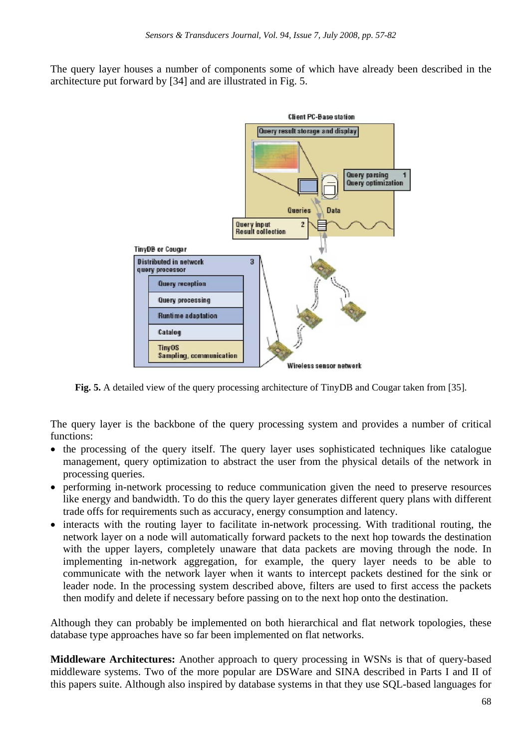The query layer houses a number of components some of which have already been described in the architecture put forward by [34] and are illustrated in Fig. 5.

**Fig. 5.** A detailed view of the query processing architecture of TinyDB and Cougar taken from [35].

The query layer is the backbone of the query processing system and provides a number of critical functions:

- the processing of the query itself. The query layer uses sophisticated techniques like catalogue management, query optimization to abstract the user from the physical details of the network in processing queries.
- performing in-network processing to reduce communication given the need to preserve resources like energy and bandwidth. To do this the query layer generates different query plans with different trade offs for requirements such as accuracy, energy consumption and latency.
- interacts with the routing layer to facilitate in-network processing. With traditional routing, the network layer on a node will automatically forward packets to the next hop towards the destination with the upper layers, completely unaware that data packets are moving through the node. In implementing in-network aggregation, for example, the query layer needs to be able to communicate with the network layer when it wants to intercept packets destined for the sink or leader node. In the processing system described above, filters are used to first access the packets then modify and delete if necessary before passing on to the next hop onto the destination.

Although they can probably be implemented on both hierarchical and flat network topologies, these database type approaches have so far been implemented on flat networks.

**Middleware Architectures:** Another approach to query processing in WSNs is that of query-based middleware systems. Two of the more popular are DSWare and SINA described in Parts I and II of this papers suite. Although also inspired by database systems in that they use SQL-based languages for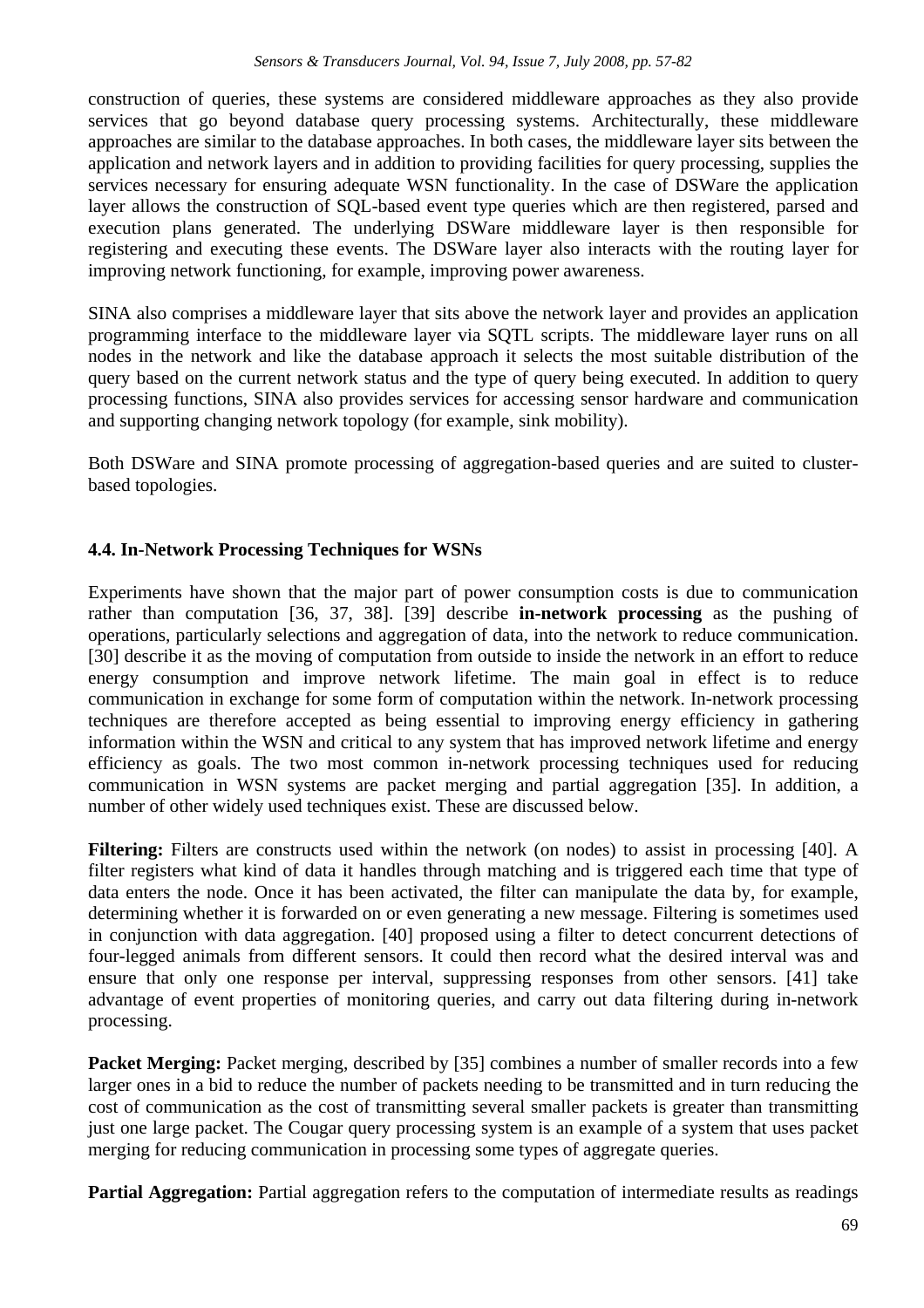construction of queries, these systems are considered middleware approaches as they also provide services that go beyond database query processing systems. Architecturally, these middleware approaches are similar to the database approaches. In both cases, the middleware layer sits between the application and network layers and in addition to providing facilities for query processing, supplies the services necessary for ensuring adequate WSN functionality. In the case of DSWare the application layer allows the construction of SQL-based event type queries which are then registered, parsed and execution plans generated. The underlying DSWare middleware layer is then responsible for registering and executing these events. The DSWare layer also interacts with the routing layer for improving network functioning, for example, improving power awareness.

SINA also comprises a middleware layer that sits above the network layer and provides an application programming interface to the middleware layer via SQTL scripts. The middleware layer runs on all nodes in the network and like the database approach it selects the most suitable distribution of the query based on the current network status and the type of query being executed. In addition to query processing functions, SINA also provides services for accessing sensor hardware and communication and supporting changing network topology (for example, sink mobility).

Both DSWare and SINA promote processing of aggregation-based queries and are suited to cluster-based topologies.

### 4.4. In-Network Processing Techniques for WSNs

Experiments have shown that the major part of power consumption costs is due to communication rather than computation [36, 37, 38]. [39] describe **in-network processing** as the pushing of operations, particularly selections and aggregation of data, into the network to reduce communication. [30] describe it as the moving of computation from outside to inside the network in an effort to reduce energy consumption and improve network lifetime. The main goal in effect is to reduce communication in exchange for some form of computation within the network. In-network processing techniques are therefore accepted as being essential to improving energy efficiency in gathering information within the WSN and critical to any system that has improved network lifetime and energy efficiency as goals. The two most common in-network processing techniques used for reducing communication in WSN systems are packet merging and partial aggregation [35]. In addition, a number of other widely used techniques exist. These are discussed below.

**Filtering:** Filters are constructs used within the network (on nodes) to assist in processing [40]. A filter registers what kind of data it handles through matching and is triggered each time that type of data enters the node. Once it has been activated, the filter can manipulate the data by, for example, determining whether it is forwarded on or even generating a new message. Filtering is sometimes used in conjunction with data aggregation. [40] proposed using a filter to detect concurrent detections of four-legged animals from different sensors. It could then record what the desired interval was and ensure that only one response per interval, suppressing responses from other sensors. [41] take advantage of event properties of monitoring queries, and carry out data filtering during in-network processing.

**Packet Merging:** Packet merging, described by [35] combines a number of smaller records into a few larger ones in a bid to reduce the number of packets needing to be transmitted and in turn reducing the cost of communication as the cost of transmitting several smaller packets is greater than transmitting just one large packet. The Cougar query processing system is an example of a system that uses packet merging for reducing communication in processing some types of aggregate queries.

**Partial Aggregation:** Partial aggregation refers to the computation of intermediate results as readings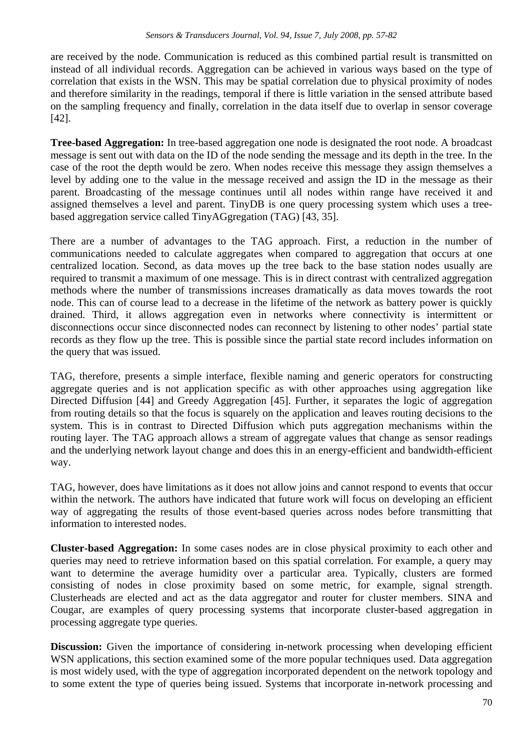are received by the node. Communication is reduced as this combined partial result is transmitted on instead of all individual records. Aggregation can be achieved in various ways based on the type of correlation that exists in the WSN. This may be spatial correlation due to physical proximity of nodes and therefore similarity in the readings, temporal if there is little variation in the sensed attribute based on the sampling frequency and finally, correlation in the data itself due to overlap in sensor coverage [42].

**Tree-based Aggregation:** In tree-based aggregation one node is designated the root node. A broadcast message is sent out with data on the ID of the node sending the message and its depth in the tree. In the case of the root the depth would be zero. When nodes receive this message they assign themselves a level by adding one to the value in the message received and assign the ID in the message as their parent. Broadcasting of the message continues until all nodes within range have received it and assigned themselves a level and parent. TinyDB is one query processing system which uses a tree-based aggregation service called TinyAGgregation (TAG) [43, 35].

There are a number of advantages to the TAG approach. First, a reduction in the number of communications needed to calculate aggregates when compared to aggregation that occurs at one centralized location. Second, as data moves up the tree back to the base station nodes usually are required to transmit a maximum of one message. This is in direct contrast with centralized aggregation methods where the number of transmissions increases dramatically as data moves towards the root node. This can of course lead to a decrease in the lifetime of the network as battery power is quickly drained. Third, it allows aggregation even in networks where connectivity is intermittent or disconnections occur since disconnected nodes can reconnect by listening to other nodes' partial state records as they flow up the tree. This is possible since the partial state record includes information on the query that was issued.

TAG, therefore, presents a simple interface, flexible naming and generic operators for constructing aggregate queries and is not application specific as with other approaches using aggregation like Directed Diffusion [44] and Greedy Aggregation [45]. Further, it separates the logic of aggregation from routing details so that the focus is squarely on the application and leaves routing decisions to the system. This is in contrast to Directed Diffusion which puts aggregation mechanisms within the routing layer. The TAG approach allows a stream of aggregate values that change as sensor readings and the underlying network layout change and does this in an energy-efficient and bandwidth-efficient way.

TAG, however, does have limitations as it does not allow joins and cannot respond to events that occur within the network. The authors have indicated that future work will focus on developing an efficient way of aggregating the results of those event-based queries across nodes before transmitting that information to interested nodes.

**Cluster-based Aggregation:** In some cases nodes are in close physical proximity to each other and queries may need to retrieve information based on this spatial correlation. For example, a query may want to determine the average humidity over a particular area. Typically, clusters are formed consisting of nodes in close proximity based on some metric, for example, signal strength. Clusterheads are elected and act as the data aggregator and router for cluster members. SINA and Cougar, are examples of query processing systems that incorporate cluster-based aggregation in processing aggregate type queries.

**Discussion:** Given the importance of considering in-network processing when developing efficient WSN applications, this section examined some of the more popular techniques used. Data aggregation is most widely used, with the type of aggregation incorporated dependent on the network topology and to some extent the type of queries being issued. Systems that incorporate in-network processing and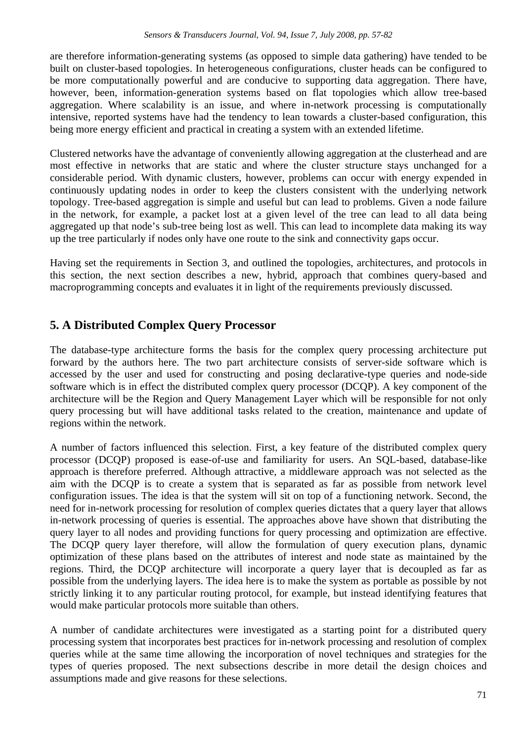are therefore information-generating systems (as opposed to simple data gathering) have tended to be built on cluster-based topologies. In heterogeneous configurations, cluster heads can be configured to be more computationally powerful and are conducive to supporting data aggregation. There have, however, been, information-generation systems based on flat topologies which allow tree-based aggregation. Where scalability is an issue, and where in-network processing is computationally intensive, reported systems have had the tendency to lean towards a cluster-based configuration, this being more energy efficient and practical in creating a system with an extended lifetime.

Clustered networks have the advantage of conveniently allowing aggregation at the clusterhead and are most effective in networks that are static and where the cluster structure stays unchanged for a considerable period. With dynamic clusters, however, problems can occur with energy expended in continuously updating nodes in order to keep the clusters consistent with the underlying network topology. Tree-based aggregation is simple and useful but can lead to problems. Given a node failure in the network, for example, a packet lost at a given level of the tree can lead to all data being aggregated up that node's sub-tree being lost as well. This can lead to incomplete data making its way up the tree particularly if nodes only have one route to the sink and connectivity gaps occur.

Having set the requirements in Section 3, and outlined the topologies, architectures, and protocols in this section, the next section describes a new, hybrid, approach that combines query-based and macroprogramming concepts and evaluates it in light of the requirements previously discussed.

## 5. A Distributed Complex Query Processor

The database-type architecture forms the basis for the complex query processing architecture put forward by the authors here. The two part architecture consists of server-side software which is accessed by the user and used for constructing and posing declarative-type queries and node-side software which is in effect the distributed complex query processor (DCQP). A key component of the architecture will be the Region and Query Management Layer which will be responsible for not only query processing but will have additional tasks related to the creation, maintenance and update of regions within the network.

A number of factors influenced this selection. First, a key feature of the distributed complex query processor (DCQP) proposed is ease-of-use and familiarity for users. An SQL-based, database-like approach is therefore preferred. Although attractive, a middleware approach was not selected as the aim with the DCQP is to create a system that is separated as far as possible from network level configuration issues. The idea is that the system will sit on top of a functioning network. Second, the need for in-network processing for resolution of complex queries dictates that a query layer that allows in-network processing of queries is essential. The approaches above have shown that distributing the query layer to all nodes and providing functions for query processing and optimization are effective. The DCQP query layer therefore, will allow the formulation of query execution plans, dynamic optimization of these plans based on the attributes of interest and node state as maintained by the regions. Third, the DCQP architecture will incorporate a query layer that is decoupled as far as possible from the underlying layers. The idea here is to make the system as portable as possible by not strictly linking it to any particular routing protocol, for example, but instead identifying features that would make particular protocols more suitable than others.

A number of candidate architectures were investigated as a starting point for a distributed query processing system that incorporates best practices for in-network processing and resolution of complex queries while at the same time allowing the incorporation of novel techniques and strategies for the types of queries proposed. The next subsections describe in more detail the design choices and assumptions made and give reasons for these selections.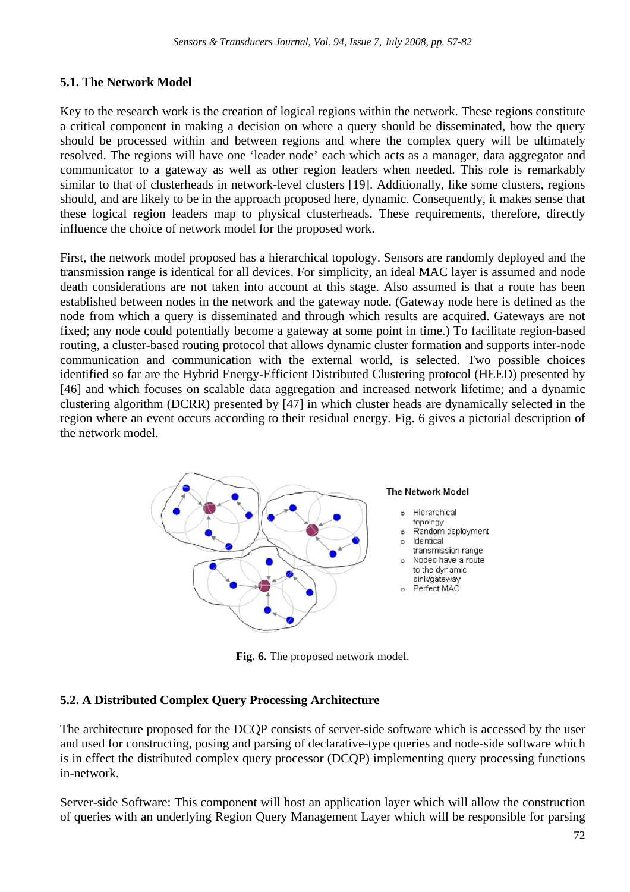### 5.1. The Network Model

Key to the research work is the creation of logical regions within the network. These regions constitute a critical component in making a decision on where a query should be disseminated, how the query should be processed within and between regions and where the complex query will be ultimately resolved. The regions will have one 'leader node' each which acts as a manager, data aggregator and communicator to a gateway as well as other region leaders when needed. This role is remarkably similar to that of clusterheads in network-level clusters [19]. Additionally, like some clusters, regions should, and are likely to be in the approach proposed here, dynamic. Consequently, it makes sense that these logical region leaders map to physical clusterheads. These requirements, therefore, directly influence the choice of network model for the proposed work.

First, the network model proposed has a hierarchical topology. Sensors are randomly deployed and the transmission range is identical for all devices. For simplicity, an ideal MAC layer is assumed and node death considerations are not taken into account at this stage. Also assumed is that a route has been established between nodes in the network and the gateway node. (Gateway node here is defined as the node from which a query is disseminated and through which results are acquired. Gateways are not fixed; any node could potentially become a gateway at some point in time.) To facilitate region-based routing, a cluster-based routing protocol that allows dynamic cluster formation and supports inter-node communication and communication with the external world, is selected. Two possible choices identified so far are the Hybrid Energy-Efficient Distributed Clustering protocol (HEED) presented by [46] and which focuses on scalable data aggregation and increased network lifetime; and a dynamic clustering algorithm (DCRR) presented by [47] in which cluster heads are dynamically selected in the region where an event occurs according to their residual energy. Fig. 6 gives a pictorial description of the network model.

**The Network Model**

- Hierarchical topology
- Random deployment
- Identical transmission range
- Nodes have a route to the dynamic sink/gateway
- Perfect MAC

**Fig. 6.** The proposed network model.

### 5.2. A Distributed Complex Query Processing Architecture

The architecture proposed for the DCQP consists of server-side software which is accessed by the user and used for constructing, posing and parsing of declarative-type queries and node-side software which is in effect the distributed complex query processor (DCQP) implementing query processing functions in-network.

Server-side Software: This component will host an application layer which will allow the construction of queries with an underlying Region Query Management Layer which will be responsible for parsing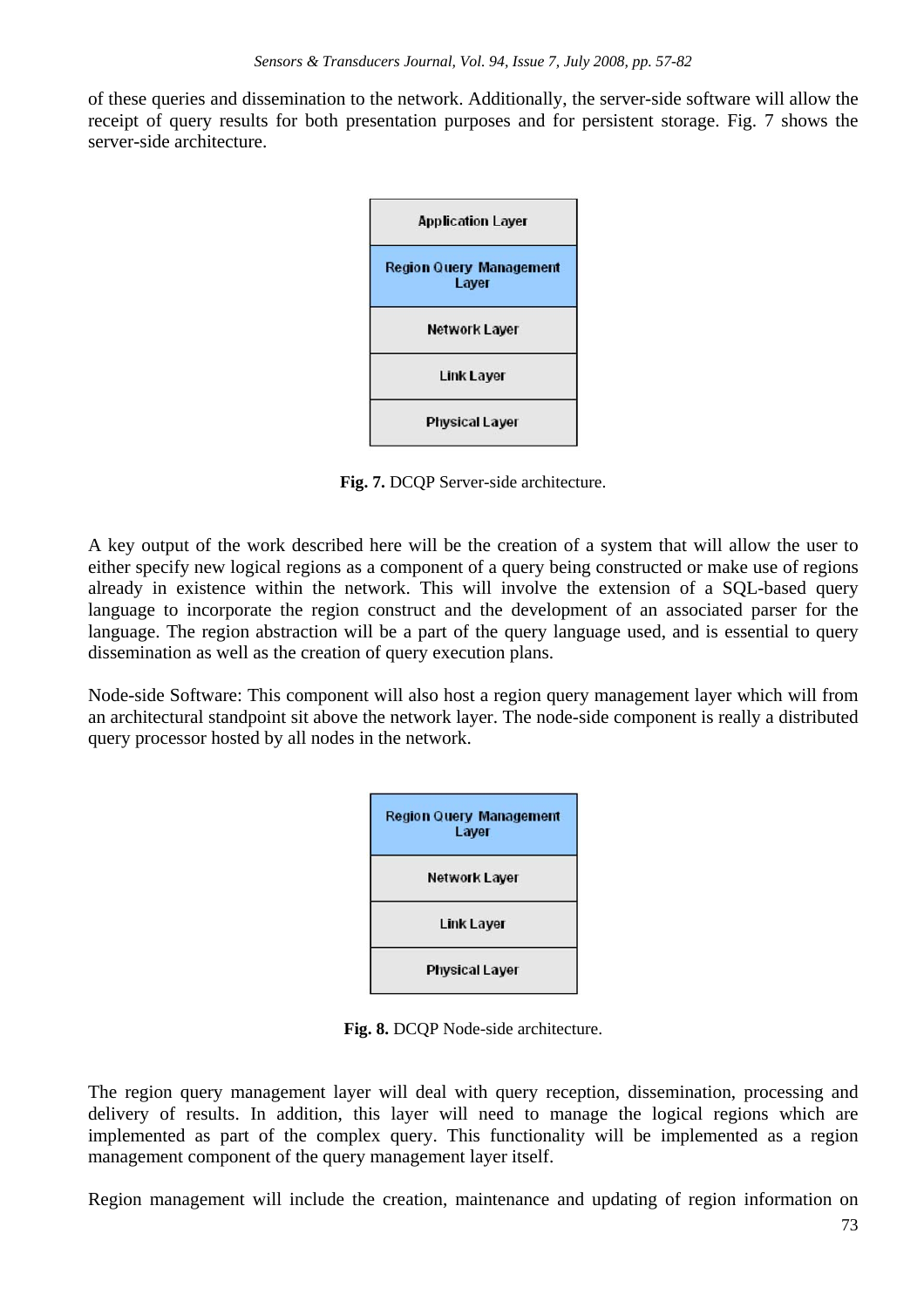of these queries and dissemination to the network. Additionally, the server-side software will allow the receipt of query results for both presentation purposes and for persistent storage. Fig. 7 shows the server-side architecture.

| Application Layer |
| --- |
| Region Query Management Layer |
| Network Layer |
| Link Layer |
| Physical Layer |

**Fig. 7.** DCQP Server-side architecture.

A key output of the work described here will be the creation of a system that will allow the user to either specify new logical regions as a component of a query being constructed or make use of regions already in existence within the network. This will involve the extension of a SQL-based query language to incorporate the region construct and the development of an associated parser for the language. The region abstraction will be a part of the query language used, and is essential to query dissemination as well as the creation of query execution plans.

Node-side Software: This component will also host a region query management layer which will from an architectural standpoint sit above the network layer. The node-side component is really a distributed query processor hosted by all nodes in the network.

| Region Query Management Layer |
| --- |
| Network Layer |
| Link Layer |
| Physical Layer |

**Fig. 8.** DCQP Node-side architecture.

The region query management layer will deal with query reception, dissemination, processing and delivery of results. In addition, this layer will need to manage the logical regions which are implemented as part of the complex query. This functionality will be implemented as a region management component of the query management layer itself.

Region management will include the creation, maintenance and updating of region information on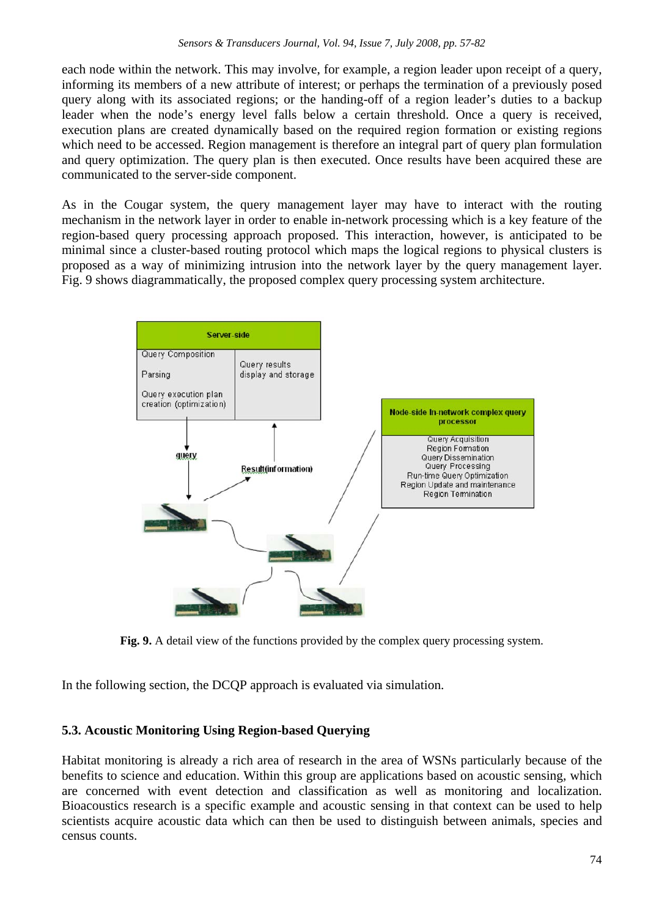each node within the network. This may involve, for example, a region leader upon receipt of a query, informing its members of a new attribute of interest; or perhaps the termination of a previously posed query along with its associated regions; or the handing-off of a region leader's duties to a backup leader when the node's energy level falls below a certain threshold. Once a query is received, execution plans are created dynamically based on the required region formation or existing regions which need to be accessed. Region management is therefore an integral part of query plan formulation and query optimization. The query plan is then executed. Once results have been acquired these are communicated to the server-side component.

As in the Cougar system, the query management layer may have to interact with the routing mechanism in the network layer in order to enable in-network processing which is a key feature of the region-based query processing approach proposed. This interaction, however, is anticipated to be minimal since a cluster-based routing protocol which maps the logical regions to physical clusters is proposed as a way of minimizing intrusion into the network layer by the query management layer. Fig. 9 shows diagrammatically, the proposed complex query processing system architecture.

**Fig. 9.** A detail view of the functions provided by the complex query processing system.

In the following section, the DCQP approach is evaluated via simulation.

### 5.3. Acoustic Monitoring Using Region-based Querying

Habitat monitoring is already a rich area of research in the area of WSNs particularly because of the benefits to science and education. Within this group are applications based on acoustic sensing, which are concerned with event detection and classification as well as monitoring and localization. Bioacoustics research is a specific example and acoustic sensing in that context can be used to help scientists acquire acoustic data which can then be used to distinguish between animals, species and census counts.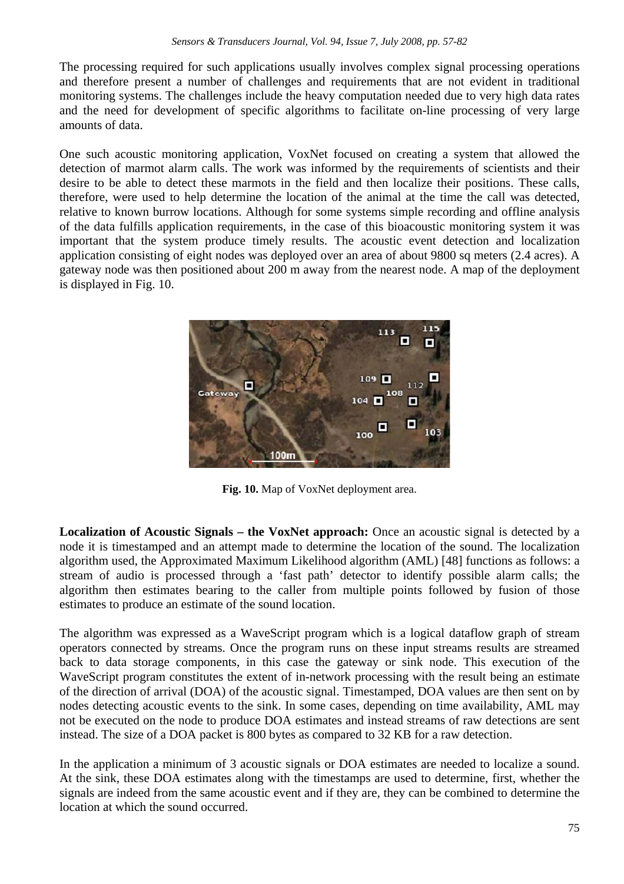The processing required for such applications usually involves complex signal processing operations and therefore present a number of challenges and requirements that are not evident in traditional monitoring systems. The challenges include the heavy computation needed due to very high data rates and the need for development of specific algorithms to facilitate on-line processing of very large amounts of data.

One such acoustic monitoring application, VoxNet focused on creating a system that allowed the detection of marmot alarm calls. The work was informed by the requirements of scientists and their desire to be able to detect these marmots in the field and then localize their positions. These calls, therefore, were used to help determine the location of the animal at the time the call was detected, relative to known burrow locations. Although for some systems simple recording and offline analysis of the data fulfills application requirements, in the case of this bioacoustic monitoring system it was important that the system produce timely results. The acoustic event detection and localization application consisting of eight nodes was deployed over an area of about 9800 sq meters (2.4 acres). A gateway node was then positioned about 200 m away from the nearest node. A map of the deployment is displayed in Fig. 10.

**Fig. 10.** Map of VoxNet deployment area.

**Localization of Acoustic Signals – the VoxNet approach:** Once an acoustic signal is detected by a node it is timestamped and an attempt made to determine the location of the sound. The localization algorithm used, the Approximated Maximum Likelihood algorithm (AML) [48] functions as follows: a stream of audio is processed through a 'fast path' detector to identify possible alarm calls; the algorithm then estimates bearing to the caller from multiple points followed by fusion of those estimates to produce an estimate of the sound location.

The algorithm was expressed as a WaveScript program which is a logical dataflow graph of stream operators connected by streams. Once the program runs on these input streams results are streamed back to data storage components, in this case the gateway or sink node. This execution of the WaveScript program constitutes the extent of in-network processing with the result being an estimate of the direction of arrival (DOA) of the acoustic signal. Timestamped, DOA values are then sent on by nodes detecting acoustic events to the sink. In some cases, depending on time availability, AML may not be executed on the node to produce DOA estimates and instead streams of raw detections are sent instead. The size of a DOA packet is 800 bytes as compared to 32 KB for a raw detection.

In the application a minimum of 3 acoustic signals or DOA estimates are needed to localize a sound. At the sink, these DOA estimates along with the timestamps are used to determine, first, whether the signals are indeed from the same acoustic event and if they are, they can be combined to determine the location at which the sound occurred.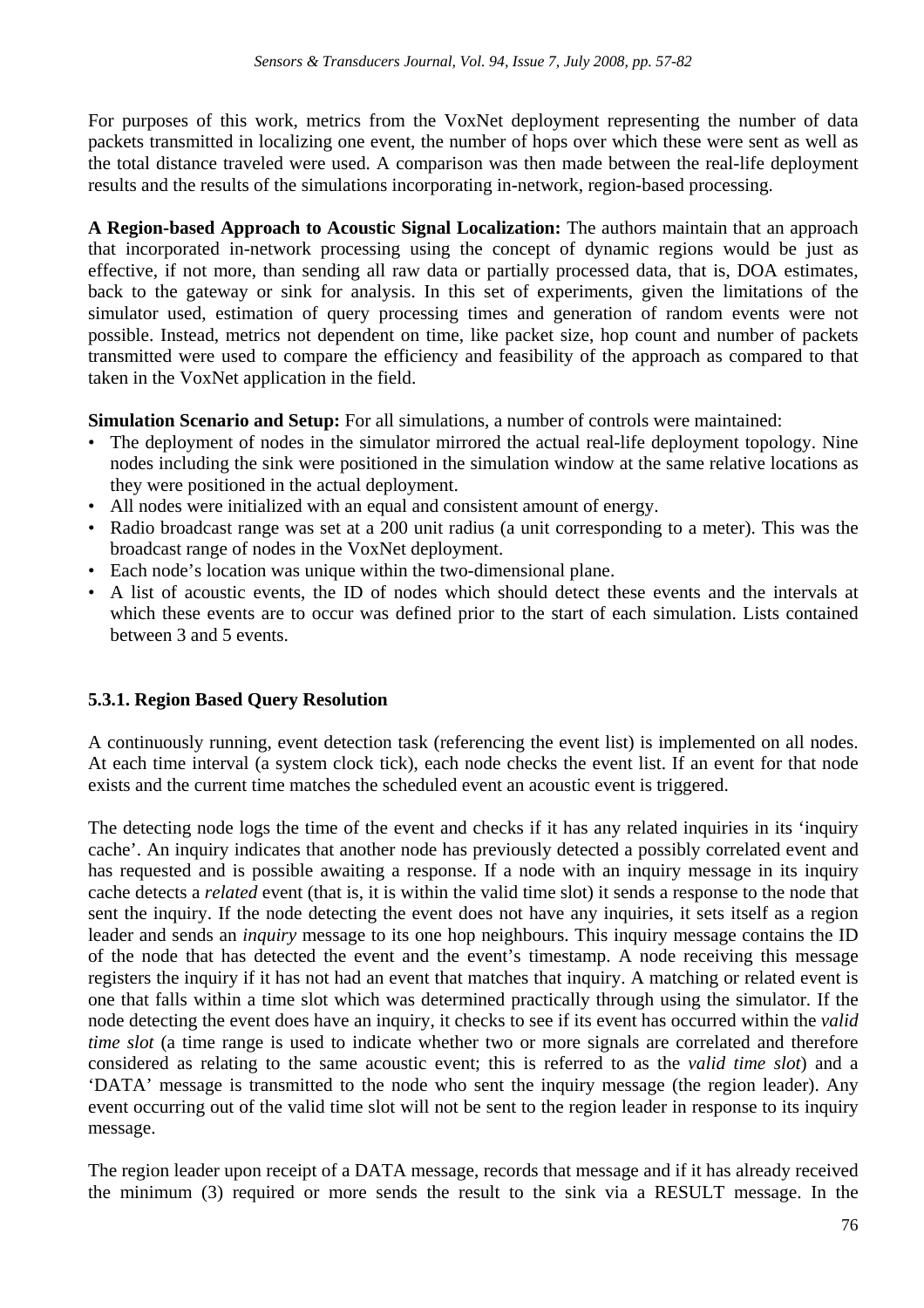For purposes of this work, metrics from the VoxNet deployment representing the number of data packets transmitted in localizing one event, the number of hops over which these were sent as well as the total distance traveled were used. A comparison was then made between the real-life deployment results and the results of the simulations incorporating in-network, region-based processing.

**A Region-based Approach to Acoustic Signal Localization:** The authors maintain that an approach that incorporated in-network processing using the concept of dynamic regions would be just as effective, if not more, than sending all raw data or partially processed data, that is, DOA estimates, back to the gateway or sink for analysis. In this set of experiments, given the limitations of the simulator used, estimation of query processing times and generation of random events were not possible. Instead, metrics not dependent on time, like packet size, hop count and number of packets transmitted were used to compare the efficiency and feasibility of the approach as compared to that taken in the VoxNet application in the field.

**Simulation Scenario and Setup:** For all simulations, a number of controls were maintained:

- The deployment of nodes in the simulator mirrored the actual real-life deployment topology. Nine nodes including the sink were positioned in the simulation window at the same relative locations as they were positioned in the actual deployment.
- All nodes were initialized with an equal and consistent amount of energy.
- Radio broadcast range was set at a 200 unit radius (a unit corresponding to a meter). This was the broadcast range of nodes in the VoxNet deployment.
- Each node's location was unique within the two-dimensional plane.
- A list of acoustic events, the ID of nodes which should detect these events and the intervals at which these events are to occur was defined prior to the start of each simulation. Lists contained between 3 and 5 events.

### 5.3.1. Region Based Query Resolution

A continuously running, event detection task (referencing the event list) is implemented on all nodes. At each time interval (a system clock tick), each node checks the event list. If an event for that node exists and the current time matches the scheduled event an acoustic event is triggered.

The detecting node logs the time of the event and checks if it has any related inquiries in its 'inquiry cache'. An inquiry indicates that another node has previously detected a possibly correlated event and has requested and is possible awaiting a response. If a node with an inquiry message in its inquiry cache detects a *related* event (that is, it is within the valid time slot) it sends a response to the node that sent the inquiry. If the node detecting the event does not have any inquiries, it sets itself as a region leader and sends an *inquiry* message to its one hop neighbours. This inquiry message contains the ID of the node that has detected the event and the event's timestamp. A node receiving this message registers the inquiry if it has not had an event that matches that inquiry. A matching or related event is one that falls within a time slot which was determined practically through using the simulator. If the node detecting the event does have an inquiry, it checks to see if its event has occurred within the *valid time slot* (a time range is used to indicate whether two or more signals are correlated and therefore considered as relating to the same acoustic event; this is referred to as the *valid time slot*) and a 'DATA' message is transmitted to the node who sent the inquiry message (the region leader). Any event occurring out of the valid time slot will not be sent to the region leader in response to its inquiry message.

The region leader upon receipt of a DATA message, records that message and if it has already received the minimum (3) required or more sends the result to the sink via a RESULT message. In the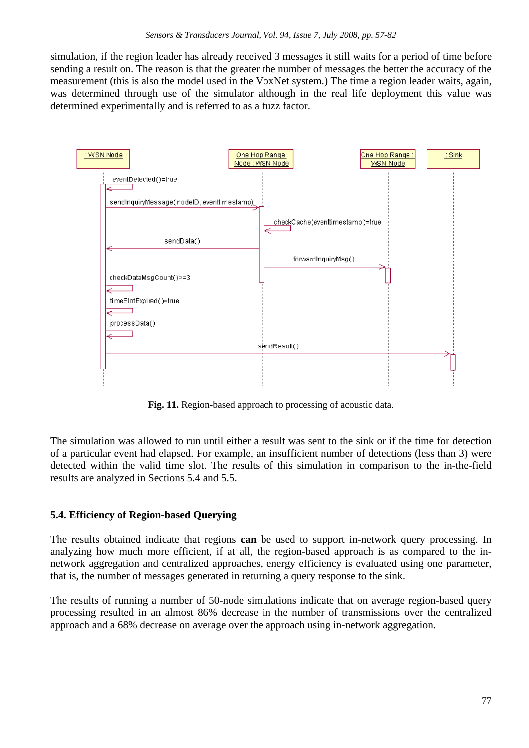simulation, if the region leader has already received 3 messages it still waits for a period of time before sending a result on. The reason is that the greater the number of messages the better the accuracy of the measurement (this is also the model used in the VoxNet system.) The time a region leader waits, again, was determined through use of the simulator although in the real life deployment this value was determined experimentally and is referred to as a fuzz factor.

**Fig. 11.** Region-based approach to processing of acoustic data.

The simulation was allowed to run until either a result was sent to the sink or if the time for detection of a particular event had elapsed. For example, an insufficient number of detections (less than 3) were detected within the valid time slot. The results of this simulation in comparison to the in-the-field results are analyzed in Sections 5.4 and 5.5.

### 5.4. Efficiency of Region-based Querying

The results obtained indicate that regions **can** be used to support in-network query processing. In analyzing how much more efficient, if at all, the region-based approach is as compared to the in-network aggregation and centralized approaches, energy efficiency is evaluated using one parameter, that is, the number of messages generated in returning a query response to the sink.

The results of running a number of 50-node simulations indicate that on average region-based query processing resulted in an almost 86% decrease in the number of transmissions over the centralized approach and a 68% decrease on average over the approach using in-network aggregation.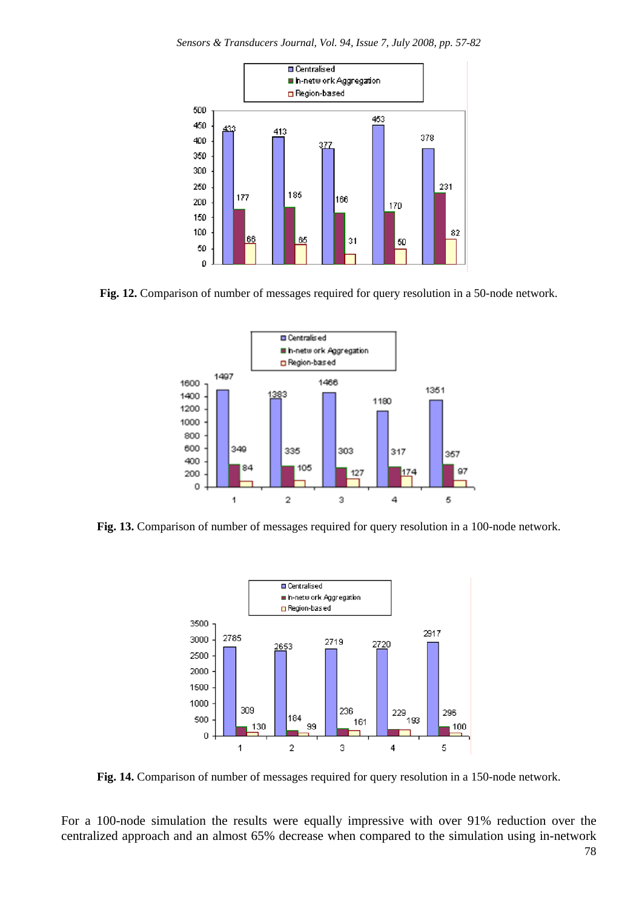**Fig. 12.** Comparison of number of messages required for query resolution in a 50-node network.

**Fig. 13.** Comparison of number of messages required for query resolution in a 100-node network.

**Fig. 14.** Comparison of number of messages required for query resolution in a 150-node network.

For a 100-node simulation the results were equally impressive with over 91% reduction over the centralized approach and an almost 65% decrease when compared to the simulation using in-network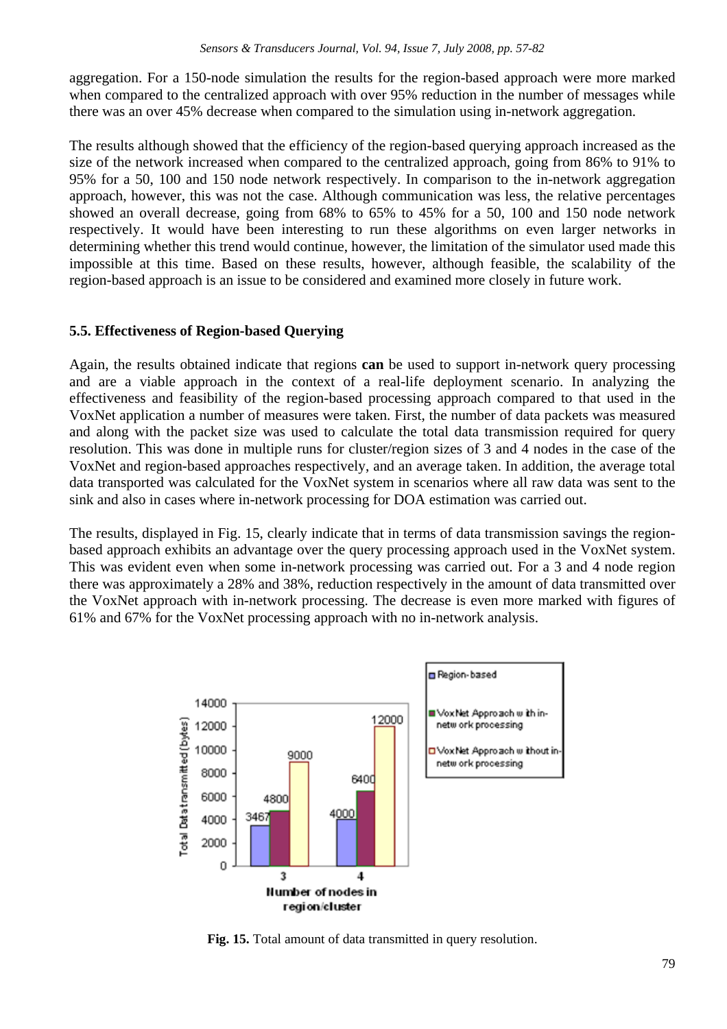aggregation. For a 150-node simulation the results for the region-based approach were more marked when compared to the centralized approach with over 95% reduction in the number of messages while there was an over 45% decrease when compared to the simulation using in-network aggregation.

The results although showed that the efficiency of the region-based querying approach increased as the size of the network increased when compared to the centralized approach, going from 86% to 91% to 95% for a 50, 100 and 150 node network respectively. In comparison to the in-network aggregation approach, however, this was not the case. Although communication was less, the relative percentages showed an overall decrease, going from 68% to 65% to 45% for a 50, 100 and 150 node network respectively. It would have been interesting to run these algorithms on even larger networks in determining whether this trend would continue, however, the limitation of the simulator used made this impossible at this time. Based on these results, however, although feasible, the scalability of the region-based approach is an issue to be considered and examined more closely in future work.

### 5.5. Effectiveness of Region-based Querying

Again, the results obtained indicate that regions **can** be used to support in-network query processing and are a viable approach in the context of a real-life deployment scenario. In analyzing the effectiveness and feasibility of the region-based processing approach compared to that used in the VoxNet application a number of measures were taken. First, the number of data packets was measured and along with the packet size was used to calculate the total data transmission required for query resolution. This was done in multiple runs for cluster/region sizes of 3 and 4 nodes in the case of the VoxNet and region-based approaches respectively, and an average taken. In addition, the average total data transported was calculated for the VoxNet system in scenarios where all raw data was sent to the sink and also in cases where in-network processing for DOA estimation was carried out.

The results, displayed in Fig. 15, clearly indicate that in terms of data transmission savings the region-based approach exhibits an advantage over the query processing approach used in the VoxNet system. This was evident even when some in-network processing was carried out. For a 3 and 4 node region there was approximately a 28% and 38%, reduction respectively in the amount of data transmitted over the VoxNet approach with in-network processing. The decrease is even more marked with figures of 61% and 67% for the VoxNet processing approach with no in-network analysis.

**Fig. 15.** Total amount of data transmitted in query resolution.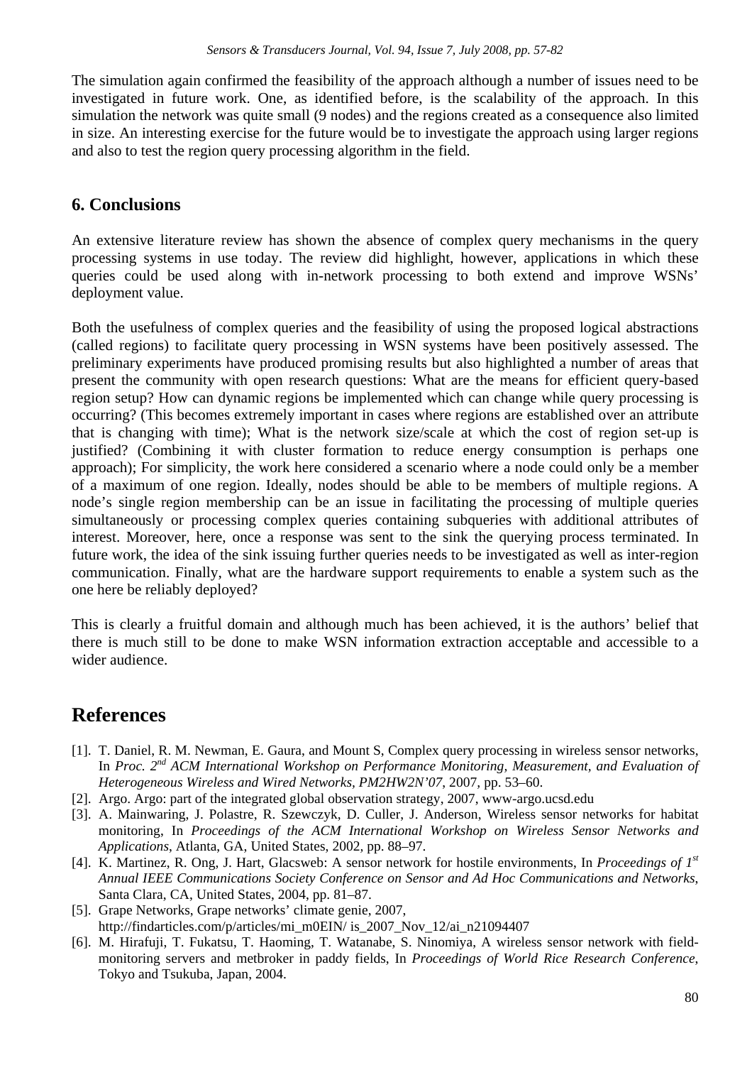The simulation again confirmed the feasibility of the approach although a number of issues need to be investigated in future work. One, as identified before, is the scalability of the approach. In this simulation the network was quite small (9 nodes) and the regions created as a consequence also limited in size. An interesting exercise for the future would be to investigate the approach using larger regions and also to test the region query processing algorithm in the field.

## 6. Conclusions

An extensive literature review has shown the absence of complex query mechanisms in the query processing systems in use today. The review did highlight, however, applications in which these queries could be used along with in-network processing to both extend and improve WSNs' deployment value.

Both the usefulness of complex queries and the feasibility of using the proposed logical abstractions (called regions) to facilitate query processing in WSN systems have been positively assessed. The preliminary experiments have produced promising results but also highlighted a number of areas that present the community with open research questions: What are the means for efficient query-based region setup? How can dynamic regions be implemented which can change while query processing is occurring? (This becomes extremely important in cases where regions are established over an attribute that is changing with time); What is the network size/scale at which the cost of region set-up is justified? (Combining it with cluster formation to reduce energy consumption is perhaps one approach); For simplicity, the work here considered a scenario where a node could only be a member of a maximum of one region. Ideally, nodes should be able to be members of multiple regions. A node's single region membership can be an issue in facilitating the processing of multiple queries simultaneously or processing complex queries containing subqueries with additional attributes of interest. Moreover, here, once a response was sent to the sink the querying process terminated. In future work, the idea of the sink issuing further queries needs to be investigated as well as inter-region communication. Finally, what are the hardware support requirements to enable a system such as the one here be reliably deployed?

This is clearly a fruitful domain and although much has been achieved, it is the authors' belief that there is much still to be done to make WSN information extraction acceptable and accessible to a wider audience.

# References

[1]. T. Daniel, R. M. Newman, E. Gaura, and Mount S, Complex query processing in wireless sensor networks, In *Proc. 2nd ACM International Workshop on Performance Monitoring, Measurement, and Evaluation of Heterogeneous Wireless and Wired Networks, PM2HW2N'07*, 2007, pp. 53–60.

[2]. Argo. Argo: part of the integrated global observation strategy, 2007, www-argo.ucsd.edu

[3]. A. Mainwaring, J. Polastre, R. Szewczyk, D. Culler, J. Anderson, Wireless sensor networks for habitat monitoring, In *Proceedings of the ACM International Workshop on Wireless Sensor Networks and Applications*, Atlanta, GA, United States, 2002, pp. 88–97.

[4]. K. Martinez, R. Ong, J. Hart, Glacsweb: A sensor network for hostile environments, In *Proceedings of 1st Annual IEEE Communications Society Conference on Sensor and Ad Hoc Communications and Networks*, Santa Clara, CA, United States, 2004, pp. 81–87.

[5]. Grape Networks, Grape networks' climate genie, 2007, http://findarticles.com/p/articles/mi_m0EIN/ is_2007_Nov_12/ai_n21094407

[6]. M. Hirafuji, T. Fukatsu, T. Haoming, T. Watanabe, S. Ninomiya, A wireless sensor network with field-monitoring servers and metbroker in paddy fields, In *Proceedings of World Rice Research Conference*, Tokyo and Tsukuba, Japan, 2004.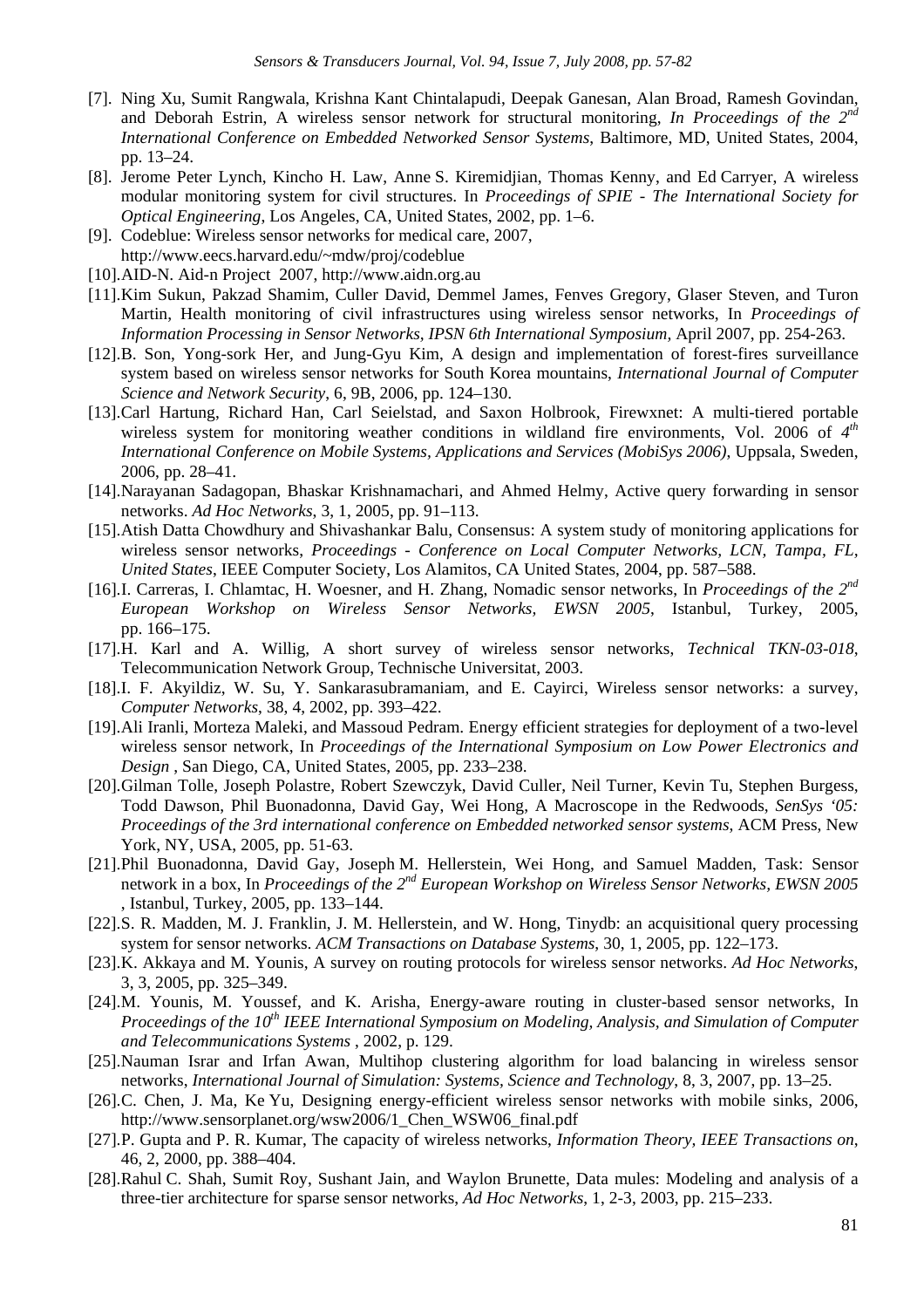[7]. Ning Xu, Sumit Rangwala, Krishna Kant Chintalapudi, Deepak Ganesan, Alan Broad, Ramesh Govindan, and Deborah Estrin, A wireless sensor network for structural monitoring, *In Proceedings of the 2nd International Conference on Embedded Networked Sensor Systems*, Baltimore, MD, United States, 2004, pp. 13–24.

[8]. Jerome Peter Lynch, Kincho H. Law, Anne S. Kiremidjian, Thomas Kenny, and Ed Carryer, A wireless modular monitoring system for civil structures. In *Proceedings of SPIE - The International Society for Optical Engineering*, Los Angeles, CA, United States, 2002, pp. 1–6.

[9]. Codeblue: Wireless sensor networks for medical care, 2007, http://www.eecs.harvard.edu/~mdw/proj/codeblue

[10]. AID-N. Aid-n Project 2007, http://www.aidn.org.au

[11]. Kim Sukun, Pakzad Shamim, Culler David, Demmel James, Fenves Gregory, Glaser Steven, and Turon Martin, Health monitoring of civil infrastructures using wireless sensor networks, In *Proceedings of Information Processing in Sensor Networks, IPSN 6th International Symposium*, April 2007, pp. 254-263.

[12]. B. Son, Yong-sork Her, and Jung-Gyu Kim, A design and implementation of forest-fires surveillance system based on wireless sensor networks for South Korea mountains, *International Journal of Computer Science and Network Security*, 6, 9B, 2006, pp. 124–130.

[13]. Carl Hartung, Richard Han, Carl Seielstad, and Saxon Holbrook, Firewxnet: A multi-tiered portable wireless system for monitoring weather conditions in wildland fire environments, Vol. 2006 of *4th International Conference on Mobile Systems, Applications and Services (MobiSys 2006)*, Uppsala, Sweden, 2006, pp. 28–41.

[14]. Narayanan Sadagopan, Bhaskar Krishnamachari, and Ahmed Helmy, Active query forwarding in sensor networks. *Ad Hoc Networks*, 3, 1, 2005, pp. 91–113.

[15]. Atish Datta Chowdhury and Shivashankar Balu, Consensus: A system study of monitoring applications for wireless sensor networks, *Proceedings - Conference on Local Computer Networks, LCN, Tampa, FL, United States*, IEEE Computer Society, Los Alamitos, CA United States, 2004, pp. 587–588.

[16]. I. Carreras, I. Chlamtac, H. Woesner, and H. Zhang, Nomadic sensor networks, In *Proceedings of the 2nd European Workshop on Wireless Sensor Networks, EWSN 2005*, Istanbul, Turkey, 2005, pp. 166–175.

[17]. H. Karl and A. Willig, A short survey of wireless sensor networks, *Technical TKN-03-018*, Telecommunication Network Group, Technische Universitat, 2003.

[18]. I. F. Akyildiz, W. Su, Y. Sankarasubramaniam, and E. Cayirci, Wireless sensor networks: a survey, *Computer Networks*, 38, 4, 2002, pp. 393–422.

[19]. Ali Iranli, Morteza Maleki, and Massoud Pedram. Energy efficient strategies for deployment of a two-level wireless sensor network, In *Proceedings of the International Symposium on Low Power Electronics and Design* , San Diego, CA, United States, 2005, pp. 233–238.

[20]. Gilman Tolle, Joseph Polastre, Robert Szewczyk, David Culler, Neil Turner, Kevin Tu, Stephen Burgess, Todd Dawson, Phil Buonadonna, David Gay, Wei Hong, A Macroscope in the Redwoods, *SenSys '05: Proceedings of the 3rd international conference on Embedded networked sensor systems*, ACM Press, New York, NY, USA, 2005, pp. 51-63.

[21]. Phil Buonadonna, David Gay, Joseph M. Hellerstein, Wei Hong, and Samuel Madden, Task: Sensor network in a box, In *Proceedings of the 2nd European Workshop on Wireless Sensor Networks, EWSN 2005* , Istanbul, Turkey, 2005, pp. 133–144.

[22]. S. R. Madden, M. J. Franklin, J. M. Hellerstein, and W. Hong, Tinydb: an acquisitional query processing system for sensor networks. *ACM Transactions on Database Systems*, 30, 1, 2005, pp. 122–173.

[23]. K. Akkaya and M. Younis, A survey on routing protocols for wireless sensor networks. *Ad Hoc Networks*, 3, 3, 2005, pp. 325–349.

[24]. M. Younis, M. Youssef, and K. Arisha, Energy-aware routing in cluster-based sensor networks, In *Proceedings of the 10th IEEE International Symposium on Modeling, Analysis, and Simulation of Computer and Telecommunications Systems* , 2002, p. 129.

[25]. Nauman Israr and Irfan Awan, Multihop clustering algorithm for load balancing in wireless sensor networks, *International Journal of Simulation: Systems, Science and Technology*, 8, 3, 2007, pp. 13–25.

[26]. C. Chen, J. Ma, Ke Yu, Designing energy-efficient wireless sensor networks with mobile sinks, 2006, http://www.sensorplanet.org/wsw2006/1_Chen_WSW06_final.pdf

[27]. P. Gupta and P. R. Kumar, The capacity of wireless networks, *Information Theory, IEEE Transactions on*, 46, 2, 2000, pp. 388–404.

[28]. Rahul C. Shah, Sumit Roy, Sushant Jain, and Waylon Brunette, Data mules: Modeling and analysis of a three-tier architecture for sparse sensor networks, *Ad Hoc Networks*, 1, 2-3, 2003, pp. 215–233.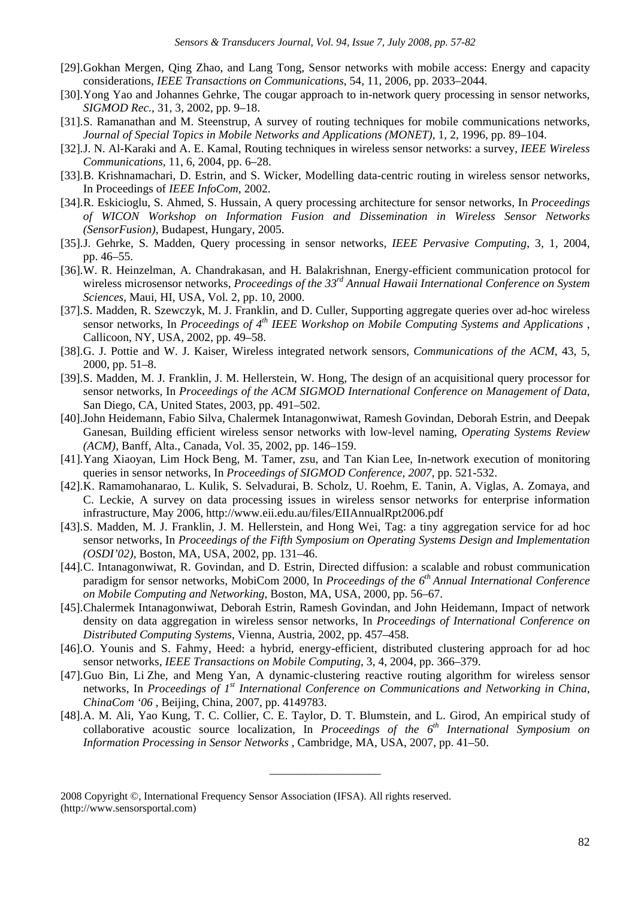[29]. Gokhan Mergen, Qing Zhao, and Lang Tong, Sensor networks with mobile access: Energy and capacity considerations, *IEEE Transactions on Communications*, 54, 11, 2006, pp. 2033–2044.

[30]. Yong Yao and Johannes Gehrke, The cougar approach to in-network query processing in sensor networks, *SIGMOD Rec.*, 31, 3, 2002, pp. 9–18.

[31]. S. Ramanathan and M. Steenstrup, A survey of routing techniques for mobile communications networks, *Journal of Special Topics in Mobile Networks and Applications (MONET)*, 1, 2, 1996, pp. 89–104.

[32]. J. N. Al-Karaki and A. E. Kamal, Routing techniques in wireless sensor networks: a survey, *IEEE Wireless Communications*, 11, 6, 2004, pp. 6–28.

[33]. B. Krishnamachari, D. Estrin, and S. Wicker, Modelling data-centric routing in wireless sensor networks, In Proceedings of *IEEE InfoCom*, 2002.

[34]. R. Eskicioglu, S. Ahmed, S. Hussain, A query processing architecture for sensor networks, In *Proceedings of WICON Workshop on Information Fusion and Dissemination in Wireless Sensor Networks (SensorFusion)*, Budapest, Hungary, 2005.

[35]. J. Gehrke, S. Madden, Query processing in sensor networks, *IEEE Pervasive Computing*, 3, 1, 2004, pp. 46–55.

[36]. W. R. Heinzelman, A. Chandrakasan, and H. Balakrishnan, Energy-efficient communication protocol for wireless microsensor networks, *Proceedings of the 33rd Annual Hawaii International Conference on System Sciences*, Maui, HI, USA, Vol. 2, pp. 10, 2000.

[37]. S. Madden, R. Szewczyk, M. J. Franklin, and D. Culler, Supporting aggregate queries over ad-hoc wireless sensor networks, In *Proceedings of 4th IEEE Workshop on Mobile Computing Systems and Applications* , Callicoon, NY, USA, 2002, pp. 49–58.

[38]. G. J. Pottie and W. J. Kaiser, Wireless integrated network sensors, *Communications of the ACM*, 43, 5, 2000, pp. 51–8.

[39]. S. Madden, M. J. Franklin, J. M. Hellerstein, W. Hong, The design of an acquisitional query processor for sensor networks, In *Proceedings of the ACM SIGMOD International Conference on Management of Data*, San Diego, CA, United States, 2003, pp. 491–502.

[40]. John Heidemann, Fabio Silva, Chalermek Intanagonwiwat, Ramesh Govindan, Deborah Estrin, and Deepak Ganesan, Building efficient wireless sensor networks with low-level naming, *Operating Systems Review (ACM)*, Banff, Alta., Canada, Vol. 35, 2002, pp. 146–159.

[41]. Yang Xiaoyan, Lim Hock Beng, M. Tamer, zsu, and Tan Kian Lee, In-network execution of monitoring queries in sensor networks, In *Proceedings of SIGMOD Conference, 2007*, pp. 521-532.

[42]. K. Ramamohanarao, L. Kulik, S. Selvadurai, B. Scholz, U. Roehm, E. Tanin, A. Viglas, A. Zomaya, and C. Leckie, A survey on data processing issues in wireless sensor networks for enterprise information infrastructure, May 2006, http://www.eii.edu.au/files/EIIAnnualRpt2006.pdf

[43]. S. Madden, M. J. Franklin, J. M. Hellerstein, and Hong Wei, Tag: a tiny aggregation service for ad hoc sensor networks, In *Proceedings of the Fifth Symposium on Operating Systems Design and Implementation (OSDI'02)*, Boston, MA, USA, 2002, pp. 131–46.

[44]. C. Intanagonwiwat, R. Govindan, and D. Estrin, Directed diffusion: a scalable and robust communication paradigm for sensor networks, MobiCom 2000, In *Proceedings of the 6th Annual International Conference on Mobile Computing and Networking*, Boston, MA, USA, 2000, pp. 56–67.

[45]. Chalermek Intanagonwiwat, Deborah Estrin, Ramesh Govindan, and John Heidemann, Impact of network density on data aggregation in wireless sensor networks, In *Proceedings of International Conference on Distributed Computing Systems*, Vienna, Austria, 2002, pp. 457–458.

[46]. O. Younis and S. Fahmy, Heed: a hybrid, energy-efficient, distributed clustering approach for ad hoc sensor networks, *IEEE Transactions on Mobile Computing*, 3, 4, 2004, pp. 366–379.

[47]. Guo Bin, Li Zhe, and Meng Yan, A dynamic-clustering reactive routing algorithm for wireless sensor networks, In *Proceedings of 1st International Conference on Communications and Networking in China, ChinaCom '06* , Beijing, China, 2007, pp. 4149783.

[48]. A. M. Ali, Yao Kung, T. C. Collier, C. E. Taylor, D. T. Blumstein, and L. Girod, An empirical study of collaborative acoustic source localization, In *Proceedings of the 6th International Symposium on Information Processing in Sensor Networks* , Cambridge, MA, USA, 2007, pp. 41–50.

---

2008 Copyright ©, International Frequency Sensor Association (IFSA). All rights reserved.
(http://www.sensorsportal.com)